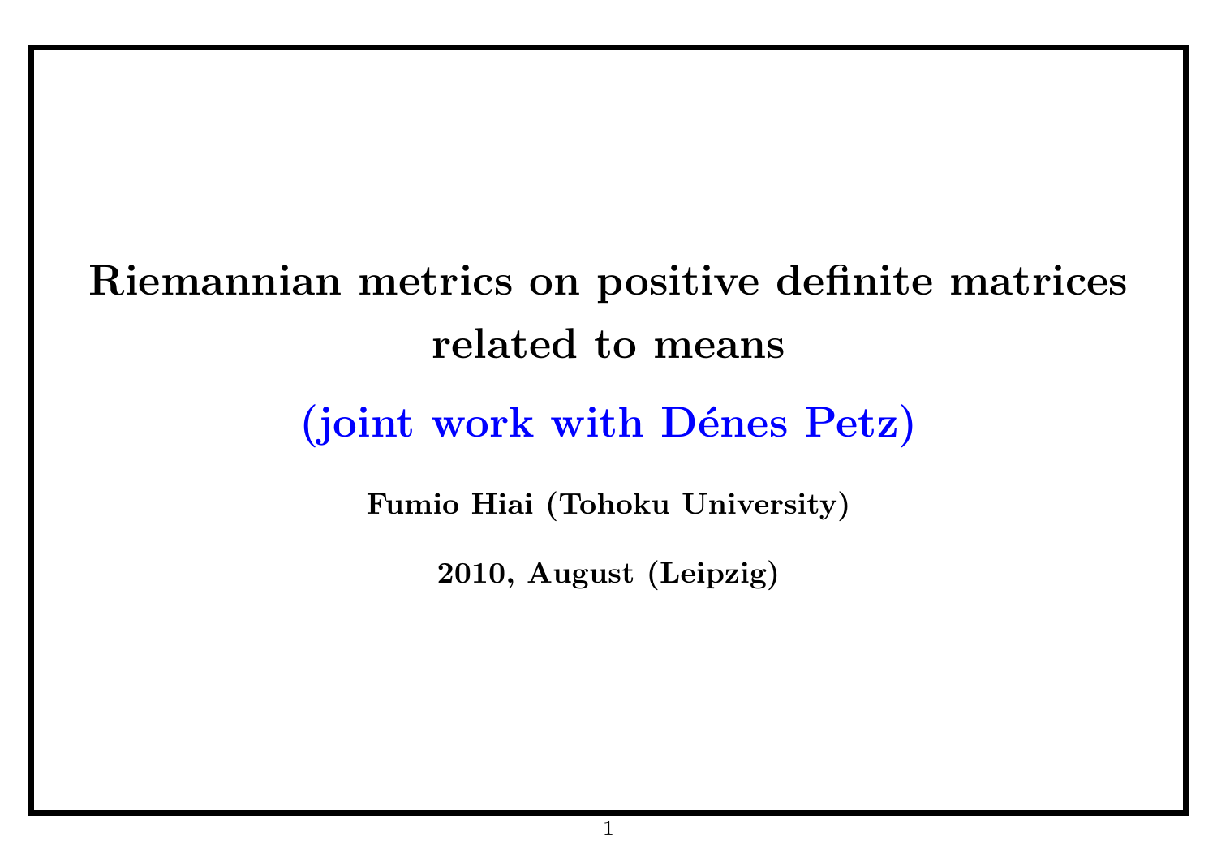# Riemannian metrics on positive definite matrices related to means

**(joint work with Dénes Petz)**

**Fumio Hiai (Tohoku University)**

**2010, August (Leipzig)**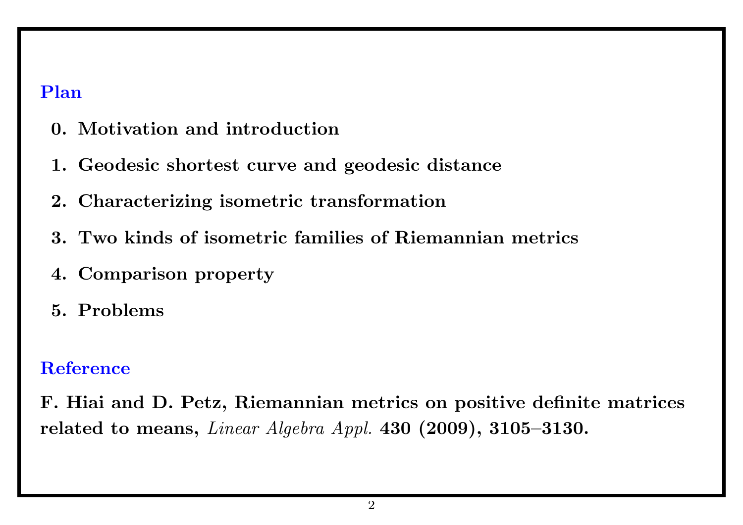## Plan

0. **Motivation and introduction**
1. **Geodesic shortest curve and geodesic distance**
2. **Characterizing isometric transformation**
3. **Two kinds of isometric families of Riemannian metrics**
4. **Comparison property**
5. **Problems**

## Reference

**F. Hiai and D. Petz, Riemannian metrics on positive definite matrices related to means,** *Linear Algebra Appl.* **430 (2009), 3105–3130.**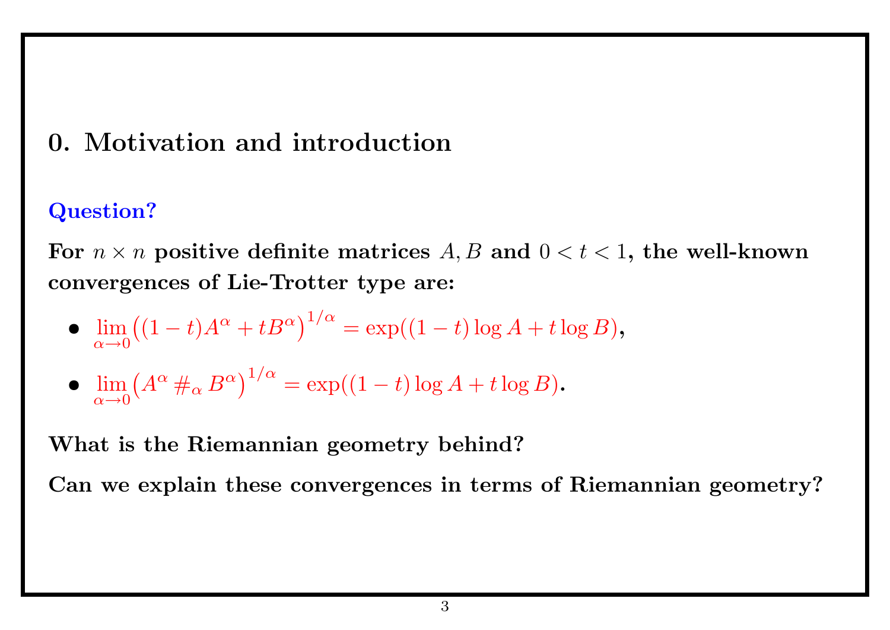## 0. Motivation and introduction

**Question?**

**For $n \times n$ positive definite matrices $A, B$ and $0 < t < 1$, the well-known convergences of Lie-Trotter type are:**

- $\lim_{\alpha \to 0} \big((1-t)A^{\alpha} + tB^{\alpha}\big)^{1/\alpha} = \exp((1-t)\log A + t\log B)$,
- $\lim_{\alpha \to 0} \big(A^{\alpha} \,\#_{\alpha}\, B^{\alpha}\big)^{1/\alpha} = \exp((1-t)\log A + t\log B)$.

**What is the Riemannian geometry behind?**

**Can we explain these convergences in terms of Riemannian geometry?**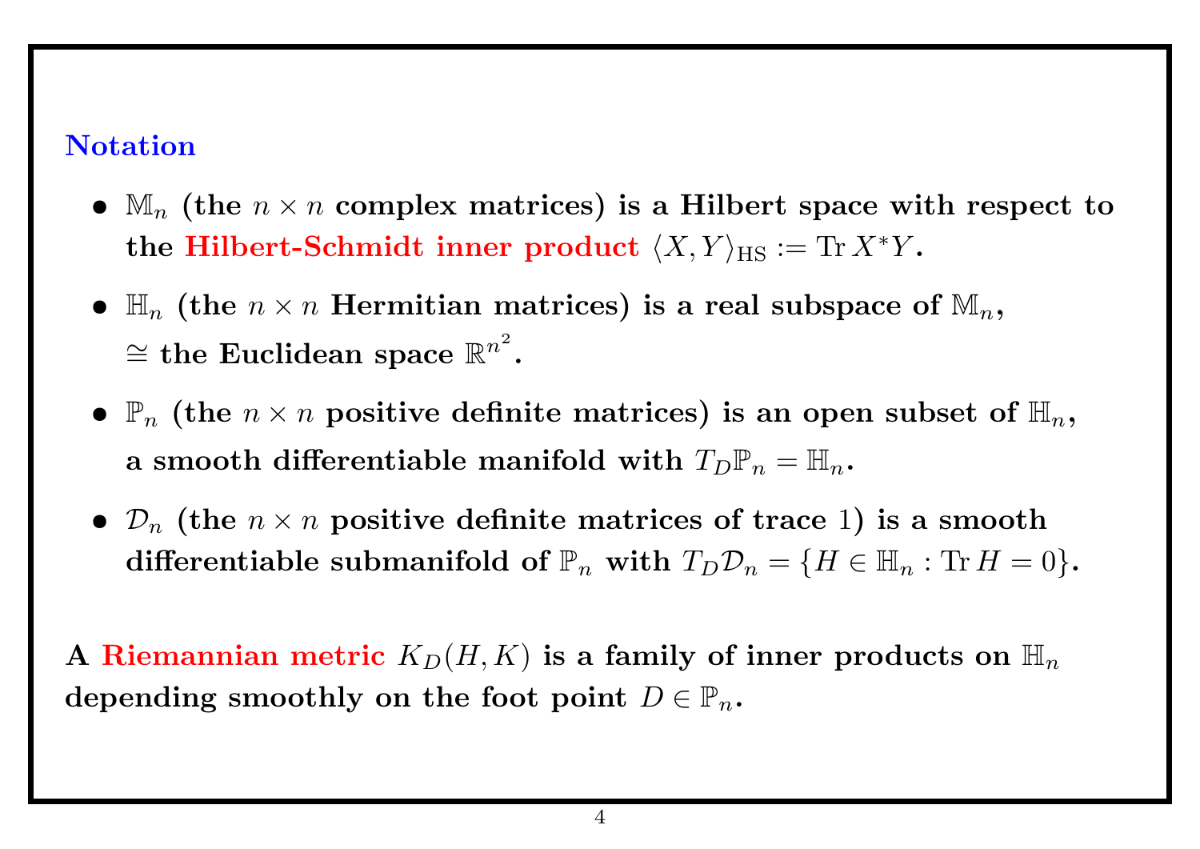## Notation

- $\mathbb{M}_n$ (the $n \times n$ complex matrices) is a Hilbert space with respect to the **Hilbert-Schmidt inner product** $\langle X, Y \rangle_{\mathrm{HS}} := \operatorname{Tr} X^* Y$.
- $\mathbb{H}_n$ (the $n \times n$ Hermitian matrices) is a real subspace of $\mathbb{M}_n$, $\cong$ the Euclidean space $\mathbb{R}^{n^2}$.
- $\mathbb{P}_n$ (the $n \times n$ positive definite matrices) is an open subset of $\mathbb{H}_n$, a smooth differentiable manifold with $T_D\mathbb{P}_n = \mathbb{H}_n$.
- $\mathcal{D}_n$ (the $n \times n$ positive definite matrices of trace 1) is a smooth differentiable submanifold of $\mathbb{P}_n$ with $T_D\mathcal{D}_n = \{H \in \mathbb{H}_n : \operatorname{Tr} H = 0\}$.

A **Riemannian metric** $K_D(H, K)$ is a family of inner products on $\mathbb{H}_n$ depending smoothly on the foot point $D \in \mathbb{P}_n$.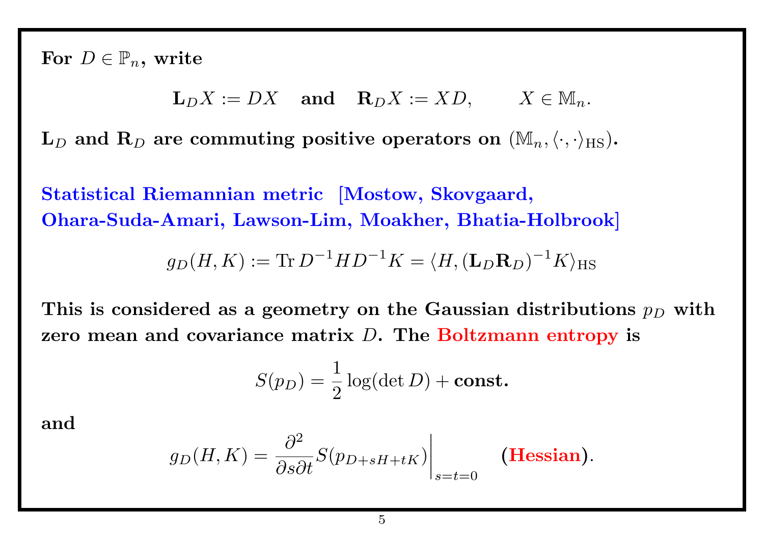**For $D \in \mathbb{P}_n$, write**

$$\mathbf{L}_D X := DX \quad \text{and} \quad \mathbf{R}_D X := XD, \qquad X \in \mathbb{M}_n.$$

**$\mathbf{L}_D$ and $\mathbf{R}_D$ are commuting positive operators on $(\mathbb{M}_n, \langle \cdot, \cdot \rangle_{\mathrm{HS}})$.**

**Statistical Riemannian metric [Mostow, Skovgaard, Ohara-Suda-Amari, Lawson-Lim, Moakher, Bhatia-Holbrook]**

$$g_D(H, K) := \operatorname{Tr} D^{-1} H D^{-1} K = \langle H, (\mathbf{L}_D \mathbf{R}_D)^{-1} K \rangle_{\mathrm{HS}}$$

**This is considered as a geometry on the Gaussian distributions $p_D$ with zero mean and covariance matrix $D$. The Boltzmann entropy is**

$$S(p_D) = \frac{1}{2} \log(\det D) + \textbf{const.}$$

**and**

$$g_D(H, K) = \frac{\partial^2}{\partial s \partial t} S(p_{D+sH+tK}) \bigg|_{s=t=0} \qquad \textbf{(Hessian)}.$$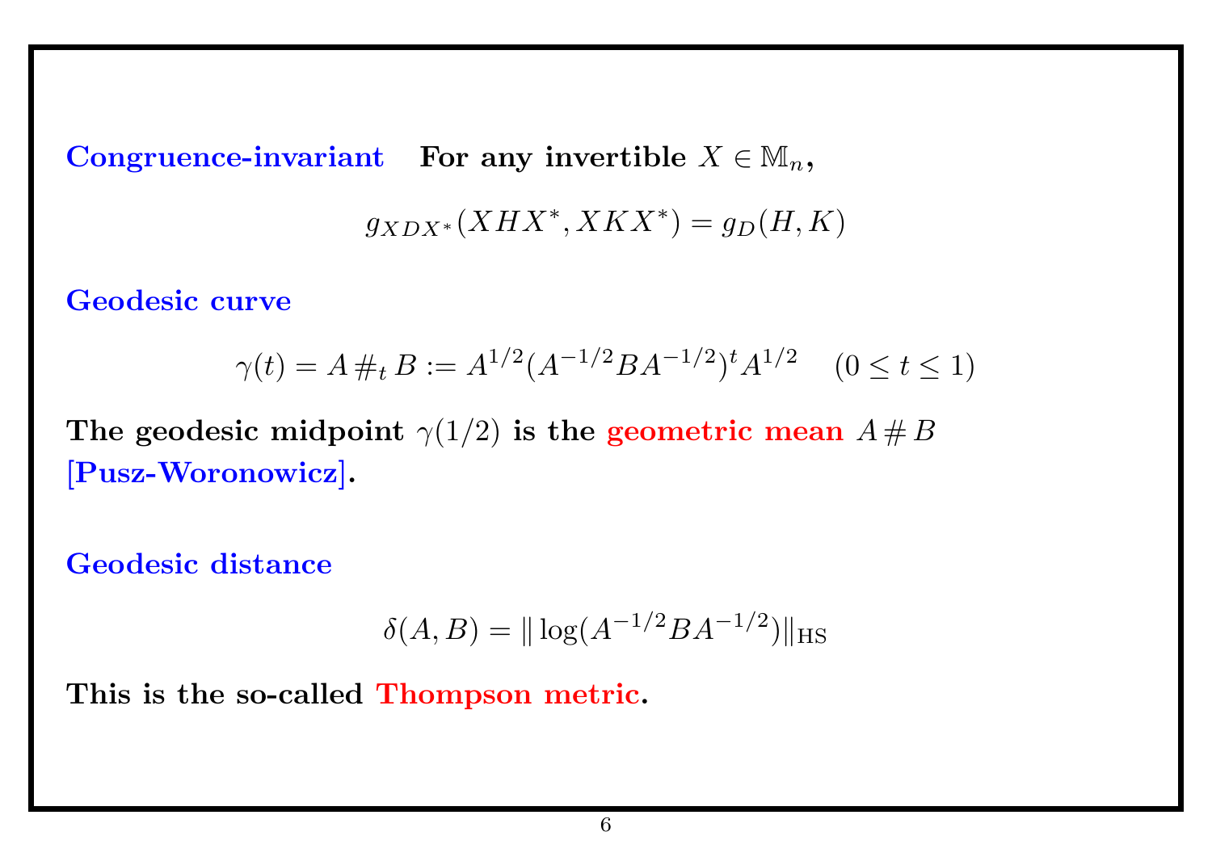**Congruence-invariant** **For any invertible $X \in \mathbb{M}_n$,**

$$g_{XDX^*}(XHX^*, XKX^*) = g_D(H, K)$$

**Geodesic curve**

$$\gamma(t) = A \#_t B := A^{1/2}(A^{-1/2}BA^{-1/2})^t A^{1/2} \quad (0 \le t \le 1)$$

**The geodesic midpoint $\gamma(1/2)$ is the geometric mean $A \# B$ [Pusz-Woronowicz].**

**Geodesic distance**

$$\delta(A, B) = \| \log(A^{-1/2}BA^{-1/2}) \|_{\mathrm{HS}}$$

**This is the so-called Thompson metric.**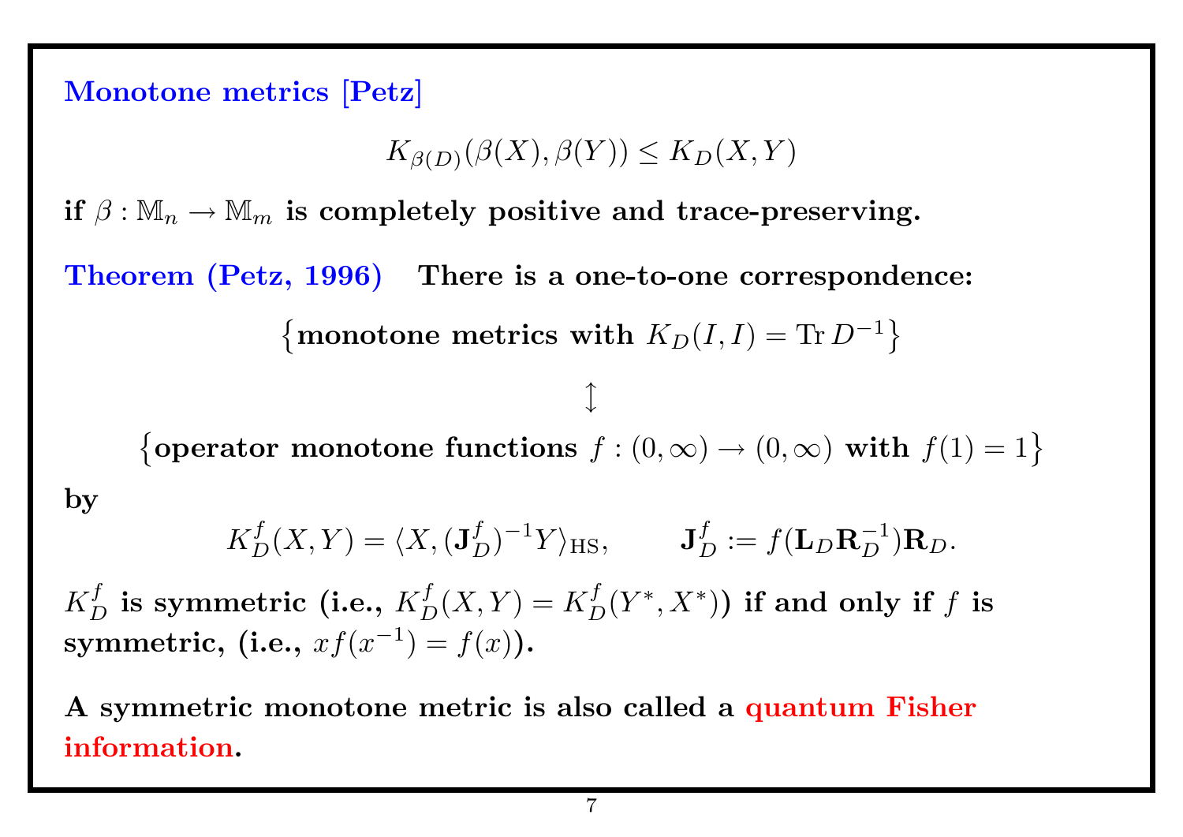## Monotone metrics [Petz]

$$K_{\beta(D)}(\beta(X), \beta(Y)) \leq K_D(X, Y)$$

**if $\beta : \mathbb{M}_n \to \mathbb{M}_m$ is completely positive and trace-preserving.**

**Theorem (Petz, 1996)** **There is a one-to-one correspondence:**

$$\left\{\textbf{monotone metrics with } K_D(I, I) = \operatorname{Tr} D^{-1}\right\}$$

$$\updownarrow$$

$$\left\{\textbf{operator monotone functions } f : (0, \infty) \to (0, \infty) \textbf{ with } f(1) = 1\right\}$$

**by**

$$K_D^f(X, Y) = \langle X, (\mathbf{J}_D^f)^{-1} Y \rangle_{\mathrm{HS}}, \qquad \mathbf{J}_D^f := f(\mathbf{L}_D \mathbf{R}_D^{-1}) \mathbf{R}_D.$$

**$K_D^f$ is symmetric (i.e., $K_D^f(X, Y) = K_D^f(Y^*, X^*)$) if and only if $f$ is symmetric, (i.e., $x f(x^{-1}) = f(x)$).**

**A symmetric monotone metric is also called a quantum Fisher information.**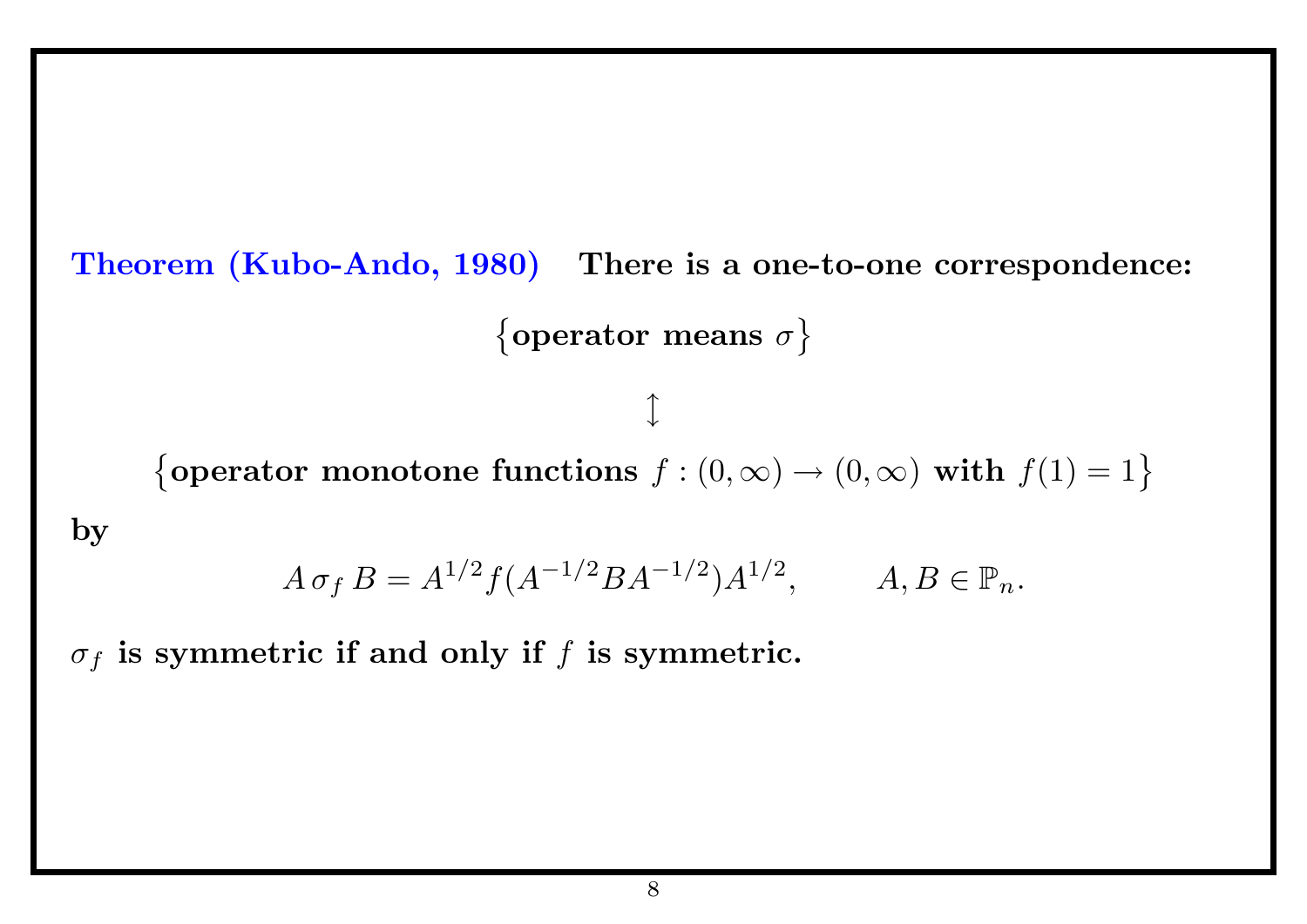**Theorem (Kubo-Ando, 1980)** **There is a one-to-one correspondence:**

$$\{\textbf{operator means } \sigma\}$$

$$\updownarrow$$

$$\{\textbf{operator monotone functions } f : (0,\infty) \to (0,\infty) \textbf{ with } f(1) = 1\}$$

**by**

$$A\,\sigma_f\,B = A^{1/2} f(A^{-1/2} B A^{-1/2}) A^{1/2}, \qquad A, B \in \mathbb{P}_n.$$

$\sigma_f$ **is symmetric if and only if** $f$ **is symmetric.**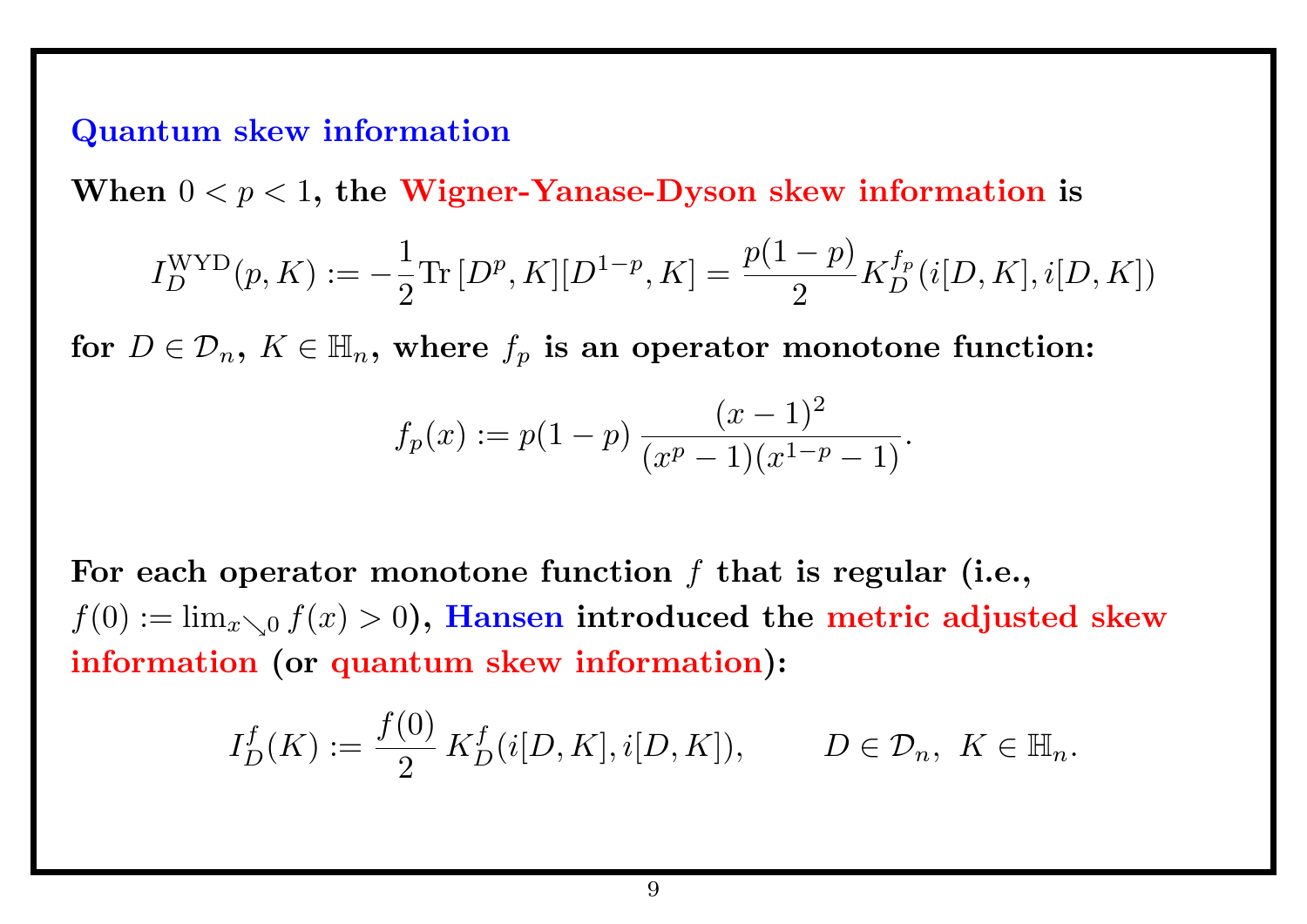## Quantum skew information

**When $0 < p < 1$, the Wigner-Yanase-Dyson skew information is**

$$I_D^{\mathrm{WYD}}(p, K) := -\frac{1}{2}\mathrm{Tr}\,[D^p, K][D^{1-p}, K] = \frac{p(1-p)}{2} K_D^{f_p}(i[D,K], i[D,K])$$

**for $D \in \mathcal{D}_n$, $K \in \mathbb{H}_n$, where $f_p$ is an operator monotone function:**

$$f_p(x) := p(1-p)\,\frac{(x-1)^2}{(x^p - 1)(x^{1-p} - 1)}.$$

**For each operator monotone function $f$ that is regular (i.e., $f(0) := \lim_{x \searrow 0} f(x) > 0$), Hansen introduced the metric adjusted skew information (or quantum skew information):**

$$I_D^f(K) := \frac{f(0)}{2}\, K_D^f(i[D,K], i[D,K]), \qquad D \in \mathcal{D}_n,\ K \in \mathbb{H}_n.$$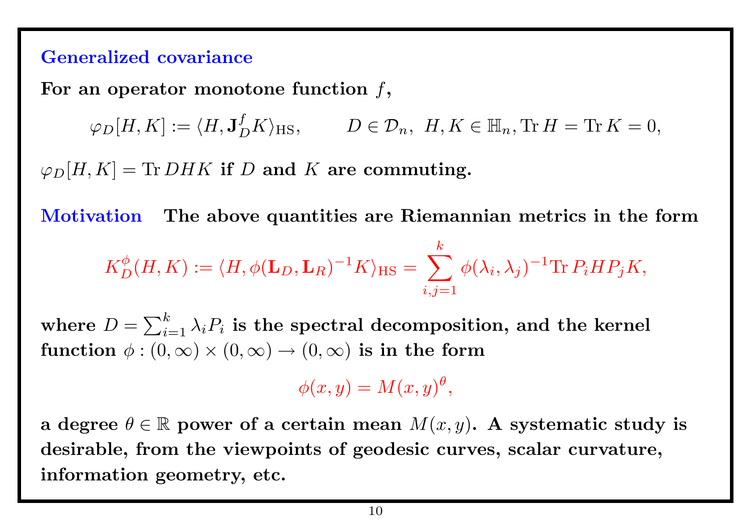## Generalized covariance

**For an operator monotone function $f$,**

$$\varphi_D[H,K] := \langle H, \mathbf{J}_D^f K\rangle_{\mathrm{HS}}, \qquad D \in \mathcal{D}_n,\ H, K \in \mathbb{H}_n, \mathrm{Tr}\, H = \mathrm{Tr}\, K = 0,$$

$\varphi_D[H,K] = \mathrm{Tr}\, DHK$ **if $D$ and $K$ are commuting.**

**Motivation** **The above quantities are Riemannian metrics in the form**

$$K_D^\phi(H,K) := \langle H, \phi(\mathbf{L}_D, \mathbf{L}_R)^{-1} K\rangle_{\mathrm{HS}} = \sum_{i,j=1}^{k} \phi(\lambda_i, \lambda_j)^{-1} \mathrm{Tr}\, P_i H P_j K,$$

**where $D = \sum_{i=1}^k \lambda_i P_i$ is the spectral decomposition, and the kernel function $\phi : (0,\infty)\times(0,\infty) \to (0,\infty)$ is in the form**

$$\phi(x,y) = M(x,y)^\theta,$$

**a degree $\theta \in \mathbb{R}$ power of a certain mean $M(x,y)$. A systematic study is desirable, from the viewpoints of geodesic curves, scalar curvature, information geometry, etc.**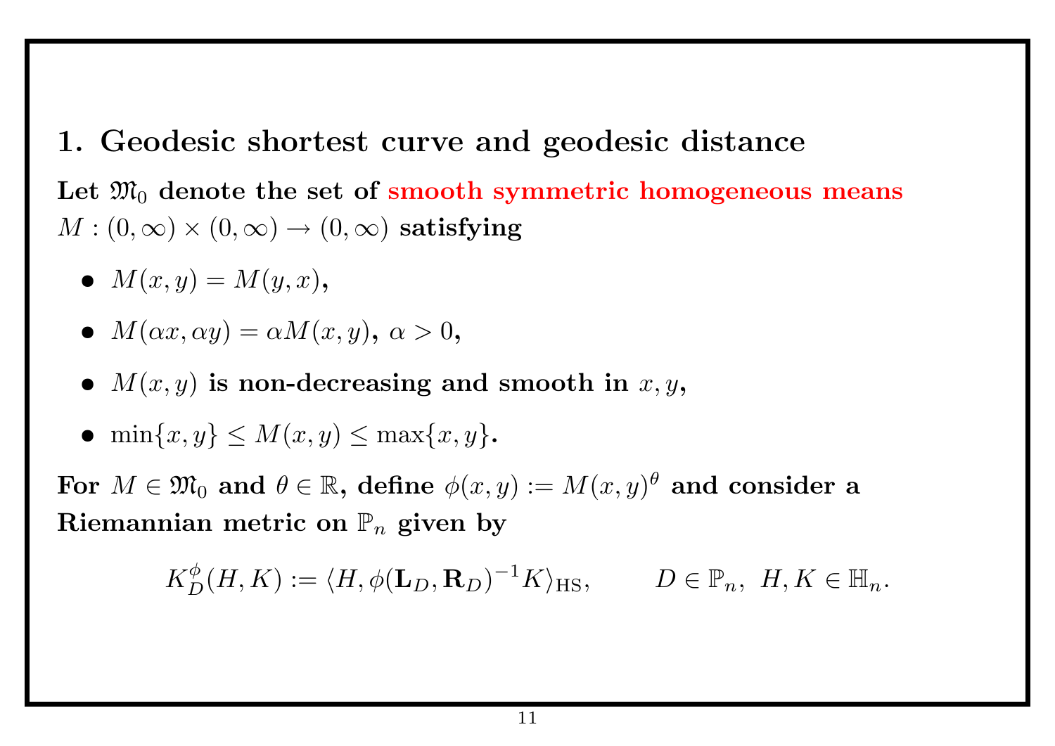## 1. Geodesic shortest curve and geodesic distance

**Let $\mathfrak{M}_0$ denote the set of smooth symmetric homogeneous means $M : (0, \infty) \times (0, \infty) \to (0, \infty)$ satisfying**

- $M(x, y) = M(y, x)$,
- $M(\alpha x, \alpha y) = \alpha M(x, y)$, $\alpha > 0$,
- $M(x, y)$ **is non-decreasing and smooth in** $x, y$,
- $\min\{x, y\} \le M(x, y) \le \max\{x, y\}$.

**For $M \in \mathfrak{M}_0$ and $\theta \in \mathbb{R}$, define $\phi(x, y) := M(x, y)^\theta$ and consider a Riemannian metric on $\mathbb{P}_n$ given by**

$$K_D^\phi(H, K) := \langle H, \phi(\mathbf{L}_D, \mathbf{R}_D)^{-1} K \rangle_{\mathrm{HS}}, \qquad D \in \mathbb{P}_n, \ H, K \in \mathbb{H}_n.$$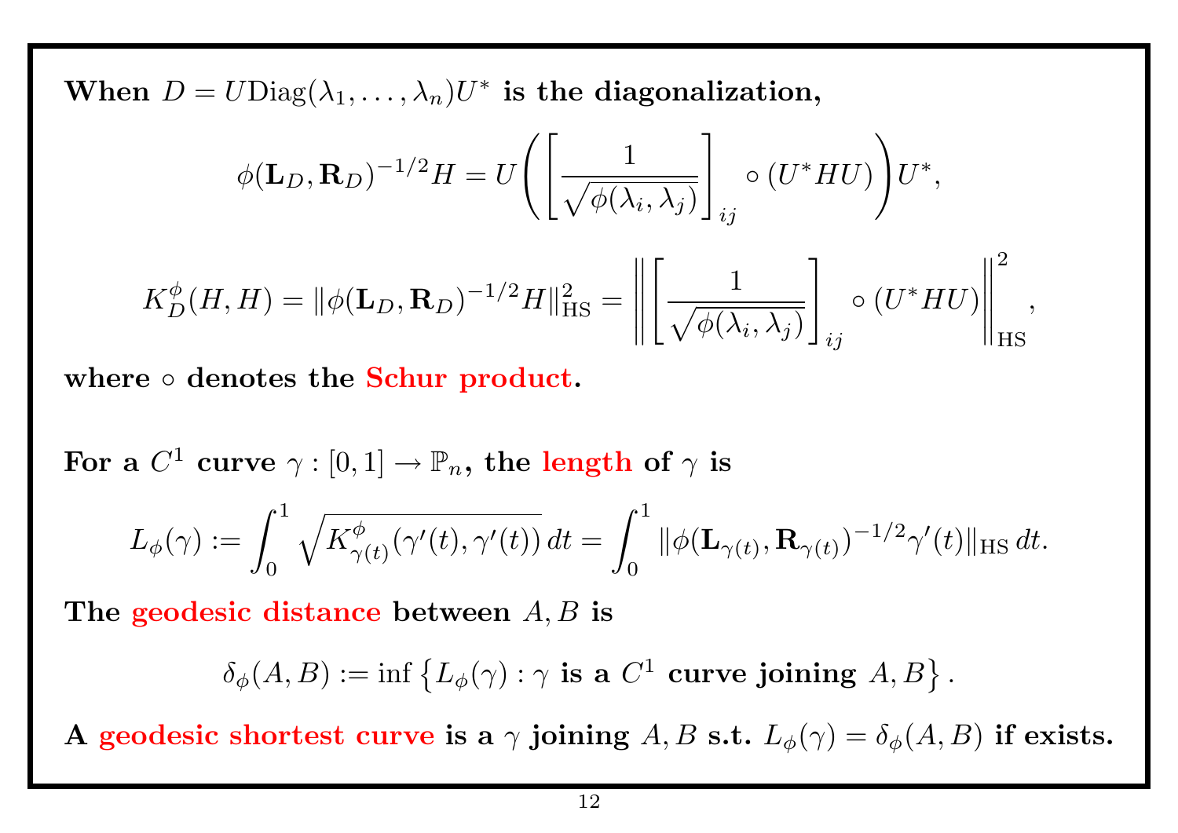**When $D = U\mathrm{Diag}(\lambda_1, \ldots, \lambda_n)U^*$ is the diagonalization,**

$$\phi(\mathbf{L}_D, \mathbf{R}_D)^{-1/2} H = U\left(\left[\frac{1}{\sqrt{\phi(\lambda_i, \lambda_j)}}\right]_{ij} \circ (U^* H U)\right)U^*,$$

$$K_D^{\phi}(H, H) = \|\phi(\mathbf{L}_D, \mathbf{R}_D)^{-1/2} H\|_{\mathrm{HS}}^2 = \left\|\left[\frac{1}{\sqrt{\phi(\lambda_i, \lambda_j)}}\right]_{ij} \circ (U^* H U)\right\|_{\mathrm{HS}}^2,$$

**where $\circ$ denotes the Schur product.**

**For a $C^1$ curve $\gamma : [0, 1] \to \mathbb{P}_n$, the length of $\gamma$ is**

$$L_\phi(\gamma) := \int_0^1 \sqrt{K_{\gamma(t)}^{\phi}(\gamma'(t), \gamma'(t))}\, dt = \int_0^1 \|\phi(\mathbf{L}_{\gamma(t)}, \mathbf{R}_{\gamma(t)})^{-1/2} \gamma'(t)\|_{\mathrm{HS}}\, dt.$$

**The geodesic distance between $A, B$ is**

$$\delta_\phi(A, B) := \inf\left\{L_\phi(\gamma) : \gamma \textbf{ is a } C^1 \textbf{ curve joining } A, B\right\}.$$

**A geodesic shortest curve is a $\gamma$ joining $A, B$ s.t. $L_\phi(\gamma) = \delta_\phi(A, B)$ if exists.**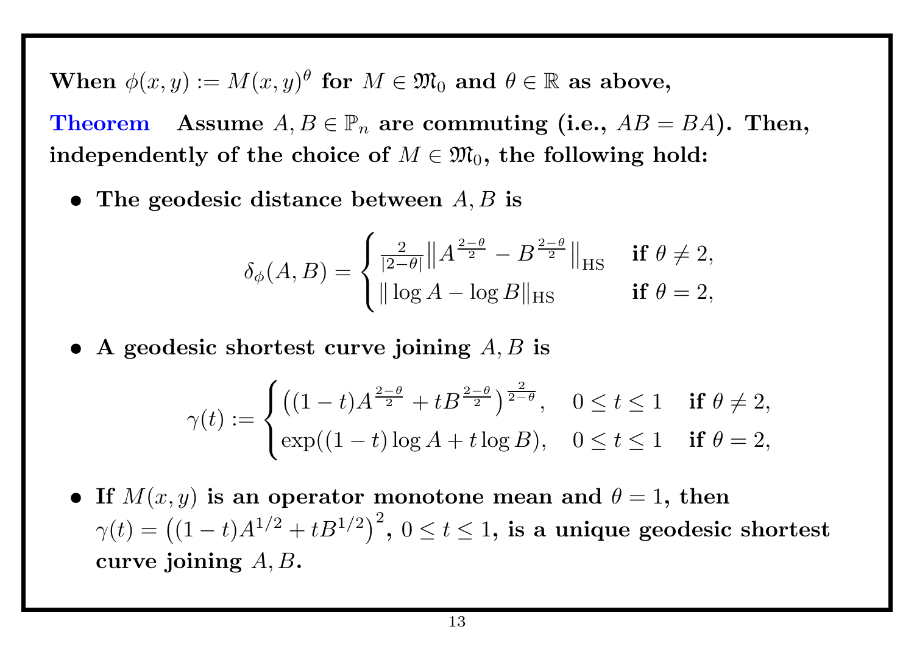**When $\phi(x,y) := M(x,y)^\theta$ for $M \in \mathfrak{M}_0$ and $\theta \in \mathbb{R}$ as above,**

**Theorem** **Assume $A, B \in \mathbb{P}_n$ are commuting (i.e., $AB = BA$). Then, independently of the choice of $M \in \mathfrak{M}_0$, the following hold:**

- **The geodesic distance between $A, B$ is**

$$\delta_\phi(A,B) = \begin{cases} \frac{2}{|2-\theta|} \big\| A^{\frac{2-\theta}{2}} - B^{\frac{2-\theta}{2}} \big\|_{\mathrm{HS}} & \text{if } \theta \neq 2, \\ \| \log A - \log B \|_{\mathrm{HS}} & \text{if } \theta = 2, \end{cases}$$

- **A geodesic shortest curve joining $A, B$ is**

$$\gamma(t) := \begin{cases} \big( (1-t) A^{\frac{2-\theta}{2}} + t B^{\frac{2-\theta}{2}} \big)^{\frac{2}{2-\theta}}, & 0 \le t \le 1 \quad \text{if } \theta \neq 2, \\ \exp((1-t)\log A + t \log B), & 0 \le t \le 1 \quad \text{if } \theta = 2, \end{cases}$$

- **If $M(x,y)$ is an operator monotone mean and $\theta = 1$, then $\gamma(t) = \big((1-t)A^{1/2} + tB^{1/2}\big)^2$, $0 \le t \le 1$, is a unique geodesic shortest curve joining $A, B$.**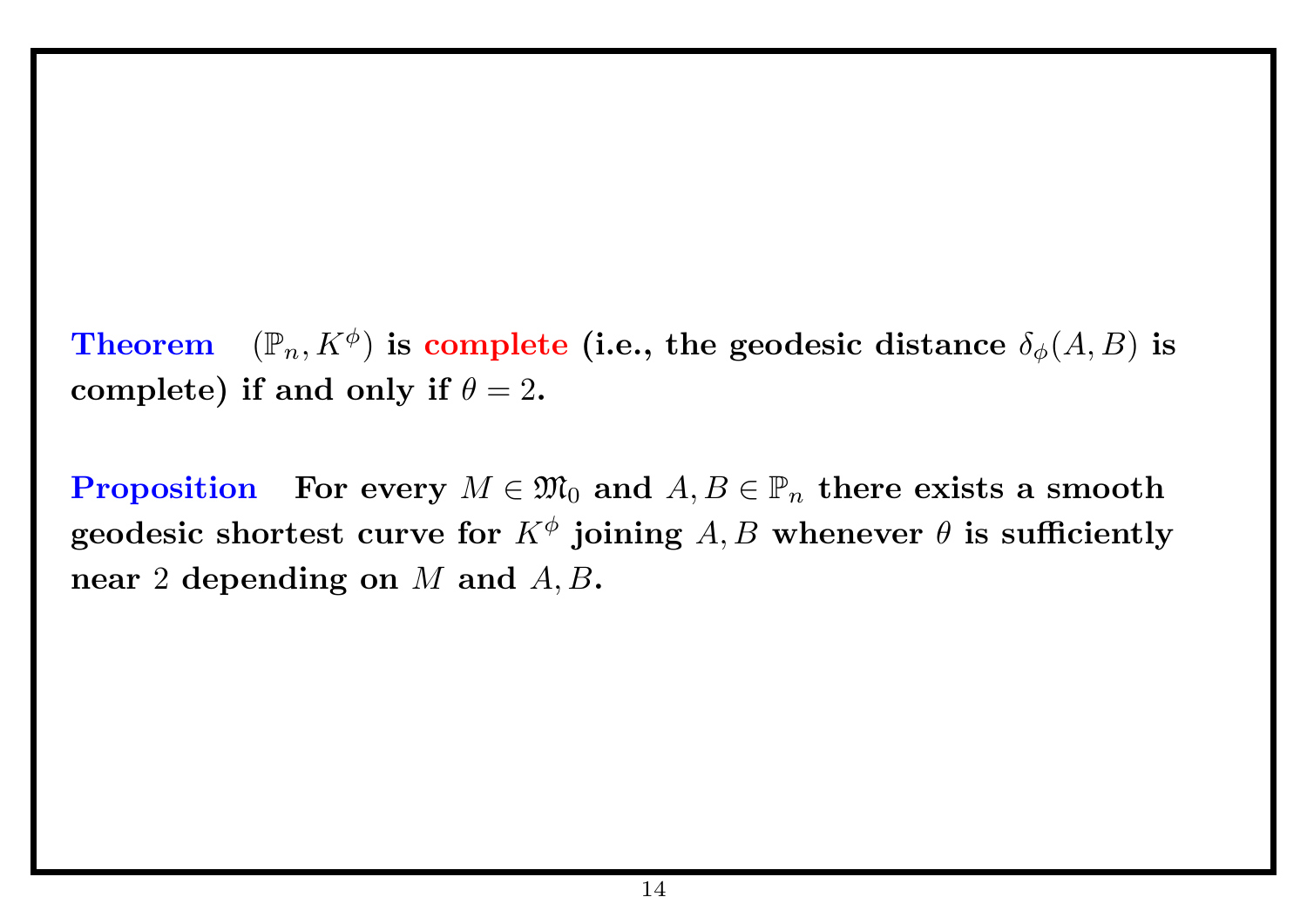**Theorem** $(\mathbb{P}_n, K^\phi)$ is **complete** (i.e., the geodesic distance $\delta_\phi(A, B)$ is complete) if and only if $\theta = 2$.

**Proposition** For every $M \in \mathfrak{M}_0$ and $A, B \in \mathbb{P}_n$ there exists a smooth geodesic shortest curve for $K^\phi$ joining $A, B$ whenever $\theta$ is sufficiently near 2 depending on $M$ and $A, B$.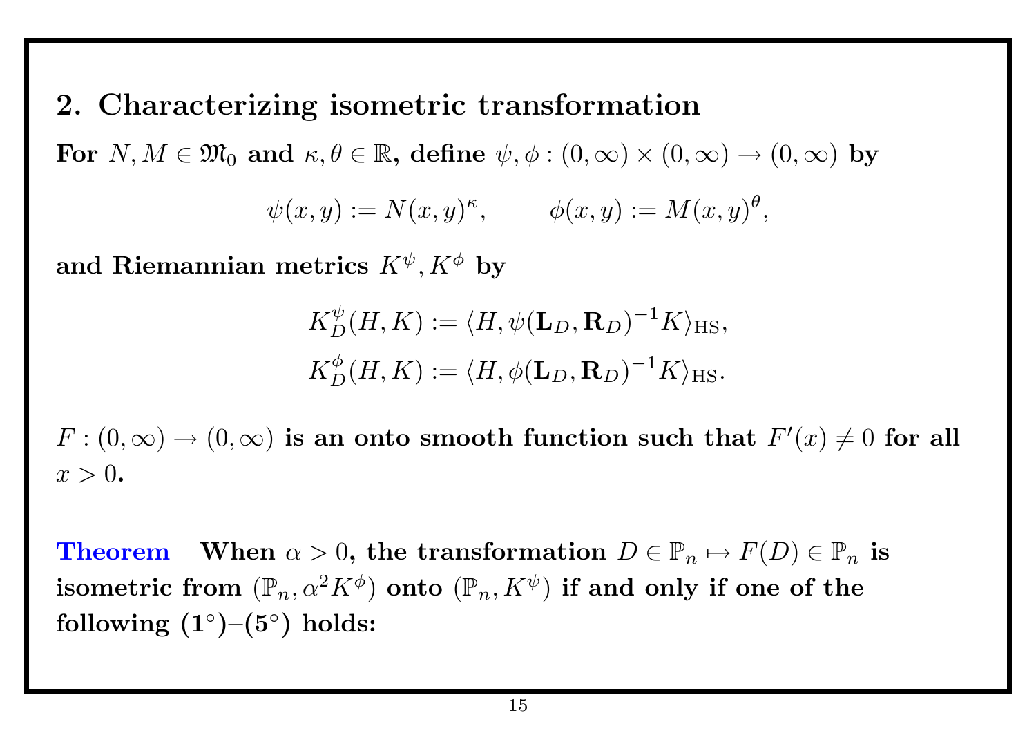## 2. Characterizing isometric transformation

**For $N, M \in \mathfrak{M}_0$ and $\kappa, \theta \in \mathbb{R}$, define $\psi, \phi : (0,\infty) \times (0,\infty) \to (0,\infty)$ by**

$$\psi(x,y) := N(x,y)^{\kappa}, \qquad \phi(x,y) := M(x,y)^{\theta},$$

**and Riemannian metrics $K^{\psi}, K^{\phi}$ by**

$$K_D^{\psi}(H,K) := \langle H, \psi(\mathbf{L}_D, \mathbf{R}_D)^{-1} K \rangle_{\mathrm{HS}},$$
$$K_D^{\phi}(H,K) := \langle H, \phi(\mathbf{L}_D, \mathbf{R}_D)^{-1} K \rangle_{\mathrm{HS}}.$$

**$F : (0,\infty) \to (0,\infty)$ is an onto smooth function such that $F'(x) \neq 0$ for all $x > 0$.**

**Theorem** **When $\alpha > 0$, the transformation $D \in \mathbb{P}_n \mapsto F(D) \in \mathbb{P}_n$ is isometric from $(\mathbb{P}_n, \alpha^2 K^{\phi})$ onto $(\mathbb{P}_n, K^{\psi})$ if and only if one of the following (1°)–(5°) holds:**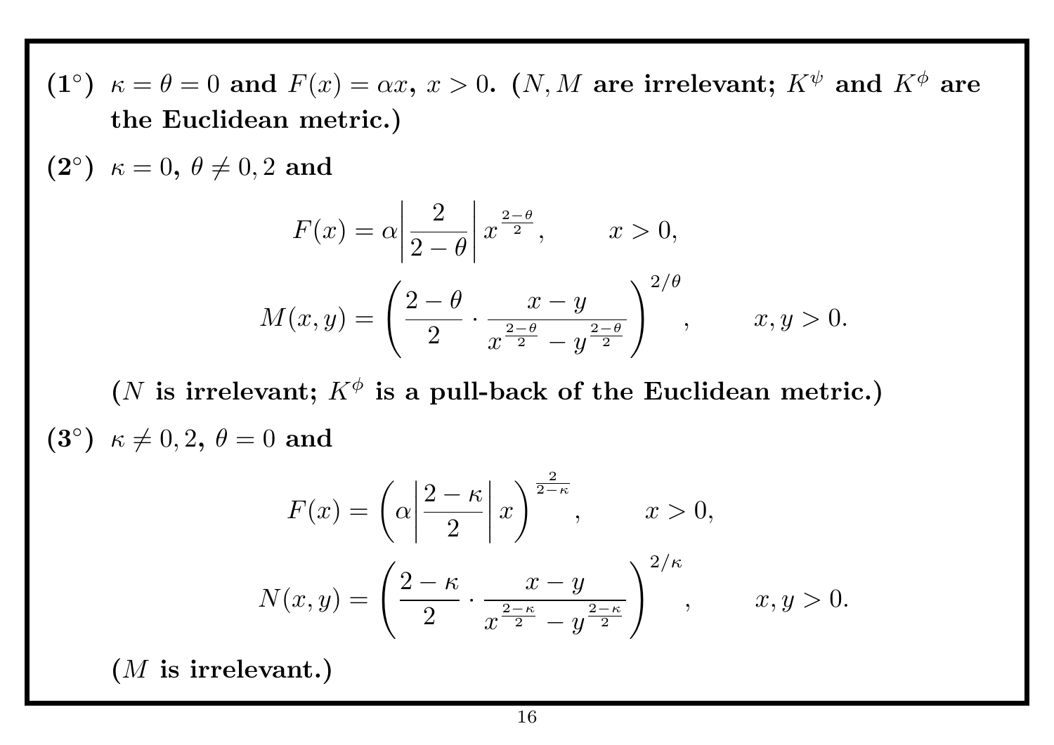**(1°)** **$\kappa = \theta = 0$ and $F(x) = \alpha x$, $x > 0$. ($N, M$ are irrelevant; $K^\psi$ and $K^\phi$ are the Euclidean metric.)**

**(2°)** **$\kappa = 0$, $\theta \neq 0, 2$ and**

$$F(x) = \alpha \left| \frac{2}{2-\theta} \right| x^{\frac{2-\theta}{2}}, \qquad x > 0,$$

$$M(x,y) = \left( \frac{2-\theta}{2} \cdot \frac{x-y}{x^{\frac{2-\theta}{2}} - y^{\frac{2-\theta}{2}}} \right)^{2/\theta}, \qquad x, y > 0.$$

**($N$ is irrelevant; $K^\phi$ is a pull-back of the Euclidean metric.)**

**(3°)** **$\kappa \neq 0, 2$, $\theta = 0$ and**

$$F(x) = \left( \alpha \left| \frac{2-\kappa}{2} \right| x \right)^{\frac{2}{2-\kappa}}, \qquad x > 0,$$

$$N(x,y) = \left( \frac{2-\kappa}{2} \cdot \frac{x-y}{x^{\frac{2-\kappa}{2}} - y^{\frac{2-\kappa}{2}}} \right)^{2/\kappa}, \qquad x, y > 0.$$

**($M$ is irrelevant.)**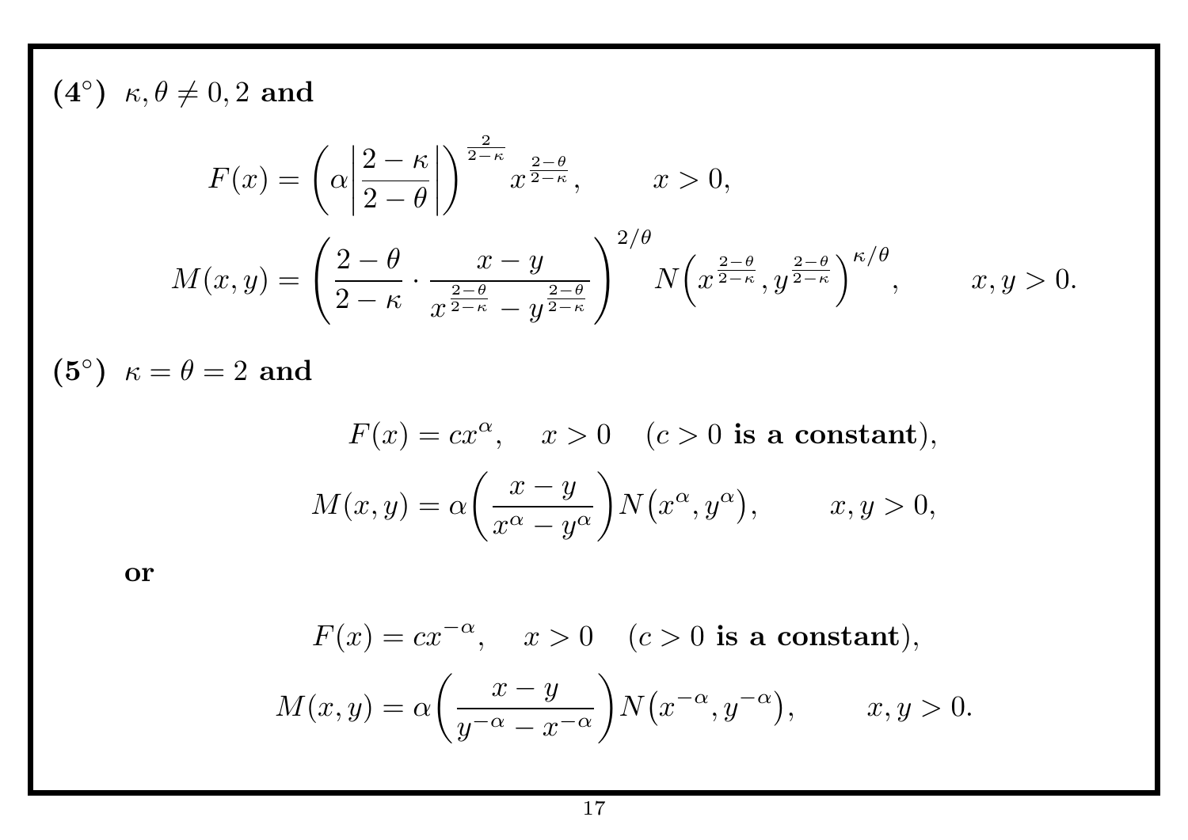**(4°)** $\kappa, \theta \neq 0, 2$ **and**

$$F(x) = \left(\alpha\left|\frac{2-\kappa}{2-\theta}\right|\right)^{\frac{2}{2-\kappa}} x^{\frac{2-\theta}{2-\kappa}}, \qquad x > 0,$$

$$M(x,y) = \left(\frac{2-\theta}{2-\kappa} \cdot \frac{x-y}{x^{\frac{2-\theta}{2-\kappa}} - y^{\frac{2-\theta}{2-\kappa}}}\right)^{2/\theta} N\Big(x^{\frac{2-\theta}{2-\kappa}}, y^{\frac{2-\theta}{2-\kappa}}\Big)^{\kappa/\theta}, \qquad x, y > 0.$$

**(5°)** $\kappa = \theta = 2$ **and**

$$F(x) = cx^{\alpha}, \quad x > 0 \quad (c > 0 \textbf{ is a constant}),$$

$$M(x,y) = \alpha\left(\frac{x-y}{x^{\alpha} - y^{\alpha}}\right) N\big(x^{\alpha}, y^{\alpha}\big), \qquad x, y > 0,$$

**or**

$$F(x) = cx^{-\alpha}, \quad x > 0 \quad (c > 0 \textbf{ is a constant}),$$

$$M(x,y) = \alpha\left(\frac{x-y}{y^{-\alpha} - x^{-\alpha}}\right) N\big(x^{-\alpha}, y^{-\alpha}\big), \qquad x, y > 0.$$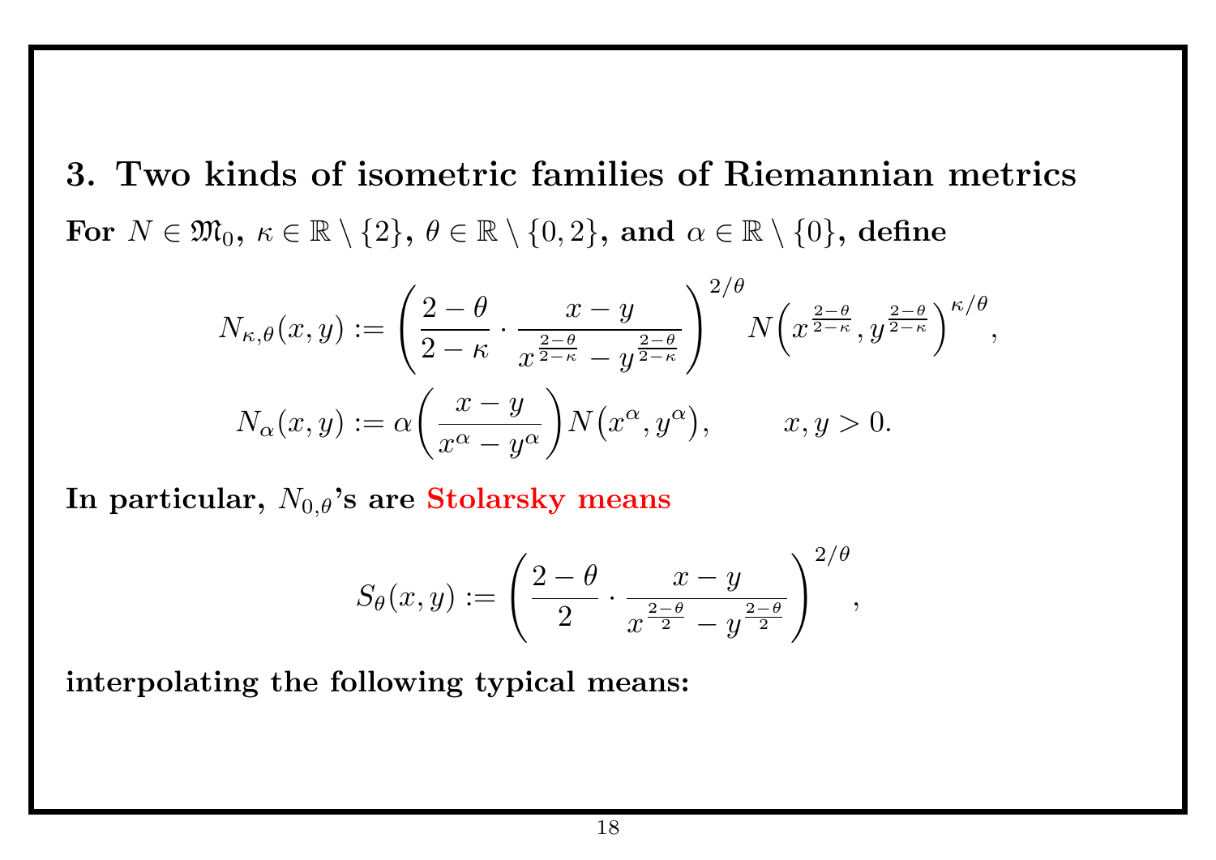## 3. Two kinds of isometric families of Riemannian metrics

**For $N \in \mathfrak{M}_0$, $\kappa \in \mathbb{R} \setminus \{2\}$, $\theta \in \mathbb{R} \setminus \{0, 2\}$, and $\alpha \in \mathbb{R} \setminus \{0\}$, define**

$$N_{\kappa,\theta}(x, y) := \left( \frac{2-\theta}{2-\kappa} \cdot \frac{x-y}{x^{\frac{2-\theta}{2-\kappa}} - y^{\frac{2-\theta}{2-\kappa}}} \right)^{2/\theta} N\Big(x^{\frac{2-\theta}{2-\kappa}}, y^{\frac{2-\theta}{2-\kappa}}\Big)^{\kappa/\theta},$$

$$N_\alpha(x, y) := \alpha \left( \frac{x-y}{x^\alpha - y^\alpha} \right) N\big(x^\alpha, y^\alpha\big), \qquad x, y > 0.$$

**In particular, $N_{0,\theta}$'s are Stolarsky means**

$$S_\theta(x, y) := \left( \frac{2-\theta}{2} \cdot \frac{x-y}{x^{\frac{2-\theta}{2}} - y^{\frac{2-\theta}{2}}} \right)^{2/\theta},$$

**interpolating the following typical means:**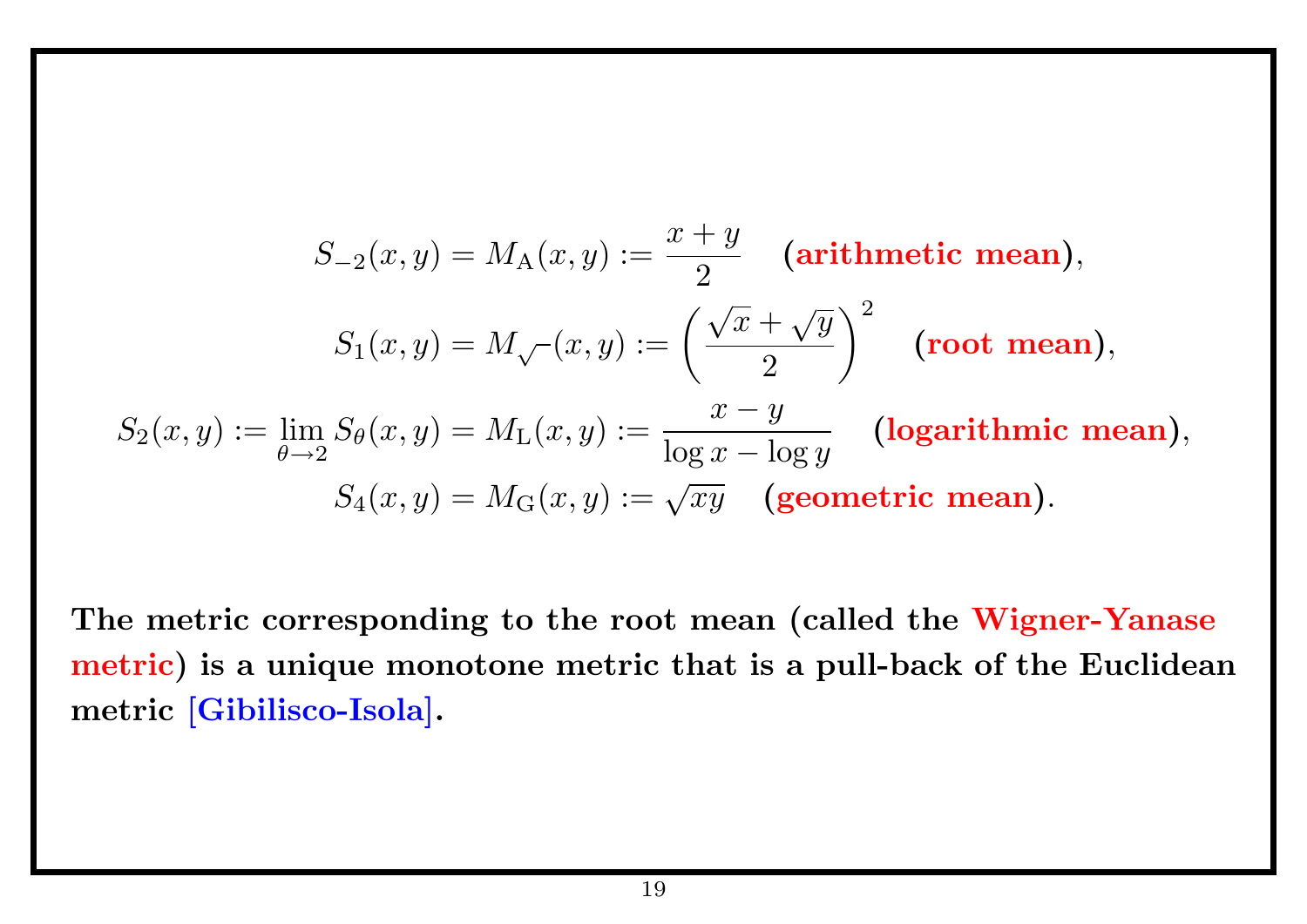$$S_{-2}(x,y) = M_{\mathrm{A}}(x,y) := \frac{x+y}{2} \quad \textbf{(arithmetic mean)},$$

$$S_{1}(x,y) = M_{\sqrt{\ }}(x,y) := \left(\frac{\sqrt{x}+\sqrt{y}}{2}\right)^2 \quad \textbf{(root mean)},$$

$$S_{2}(x,y) := \lim_{\theta\to 2} S_\theta(x,y) = M_{\mathrm{L}}(x,y) := \frac{x-y}{\log x - \log y} \quad \textbf{(logarithmic mean)},$$

$$S_{4}(x,y) = M_{\mathrm{G}}(x,y) := \sqrt{xy} \quad \textbf{(geometric mean)}.$$

**The metric corresponding to the root mean (called the Wigner-Yanase metric) is a unique monotone metric that is a pull-back of the Euclidean metric [Gibilisco-Isola].**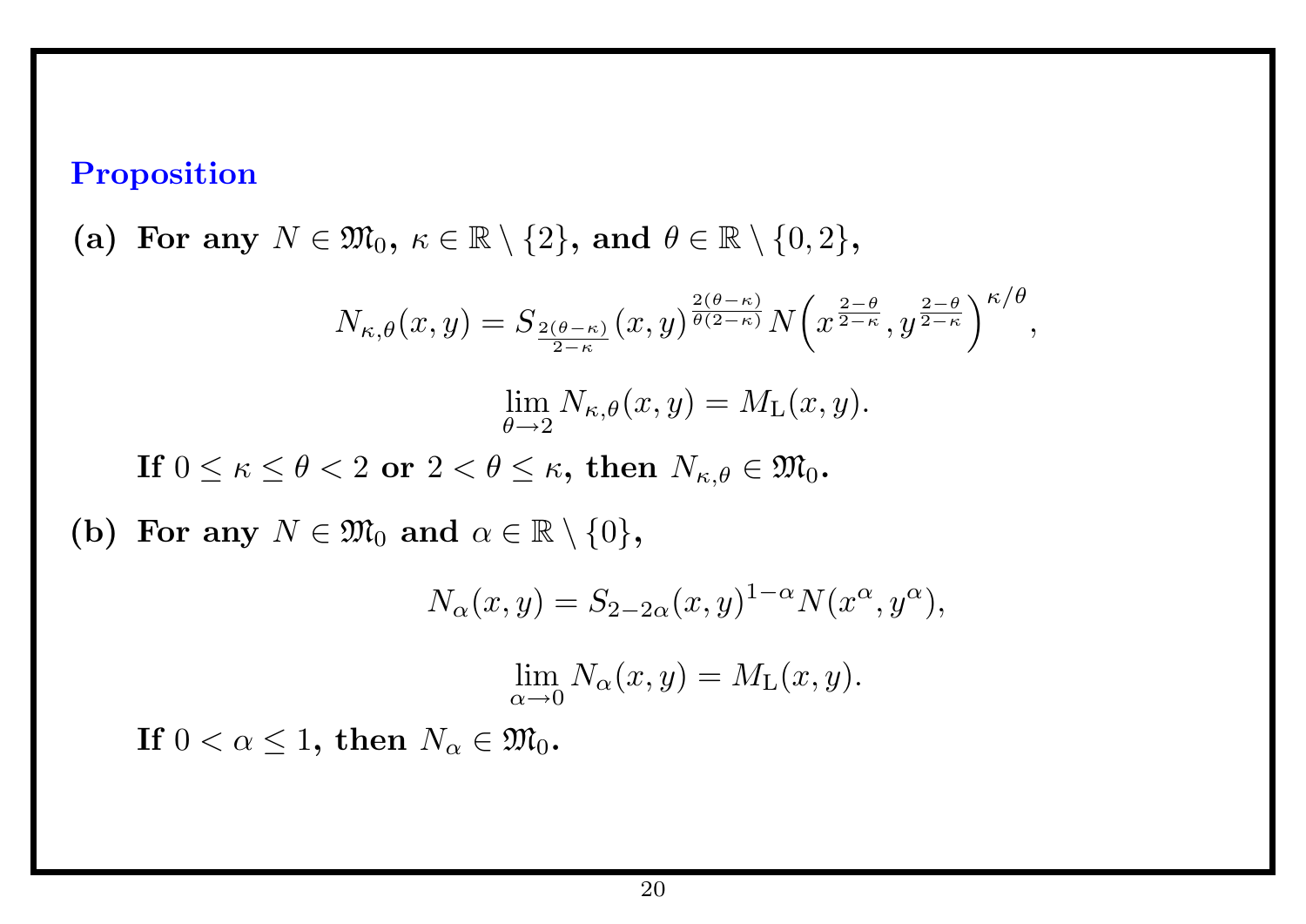## Proposition

**(a) For any $N \in \mathfrak{M}_0$, $\kappa \in \mathbb{R} \setminus \{2\}$, and $\theta \in \mathbb{R} \setminus \{0, 2\}$,**

$$N_{\kappa,\theta}(x,y) = S_{\frac{2(\theta-\kappa)}{2-\kappa}}(x,y)^{\frac{2(\theta-\kappa)}{\theta(2-\kappa)}} N\Big(x^{\frac{2-\theta}{2-\kappa}}, y^{\frac{2-\theta}{2-\kappa}}\Big)^{\kappa/\theta},$$

$$\lim_{\theta \to 2} N_{\kappa,\theta}(x,y) = M_{\mathrm{L}}(x,y).$$

**If $0 \le \kappa \le \theta < 2$ or $2 < \theta \le \kappa$, then $N_{\kappa,\theta} \in \mathfrak{M}_0$.**

**(b) For any $N \in \mathfrak{M}_0$ and $\alpha \in \mathbb{R} \setminus \{0\}$,**

$$N_\alpha(x,y) = S_{2-2\alpha}(x,y)^{1-\alpha} N(x^\alpha, y^\alpha),$$

$$\lim_{\alpha \to 0} N_\alpha(x,y) = M_{\mathrm{L}}(x,y).$$

**If $0 < \alpha \le 1$, then $N_\alpha \in \mathfrak{M}_0$.**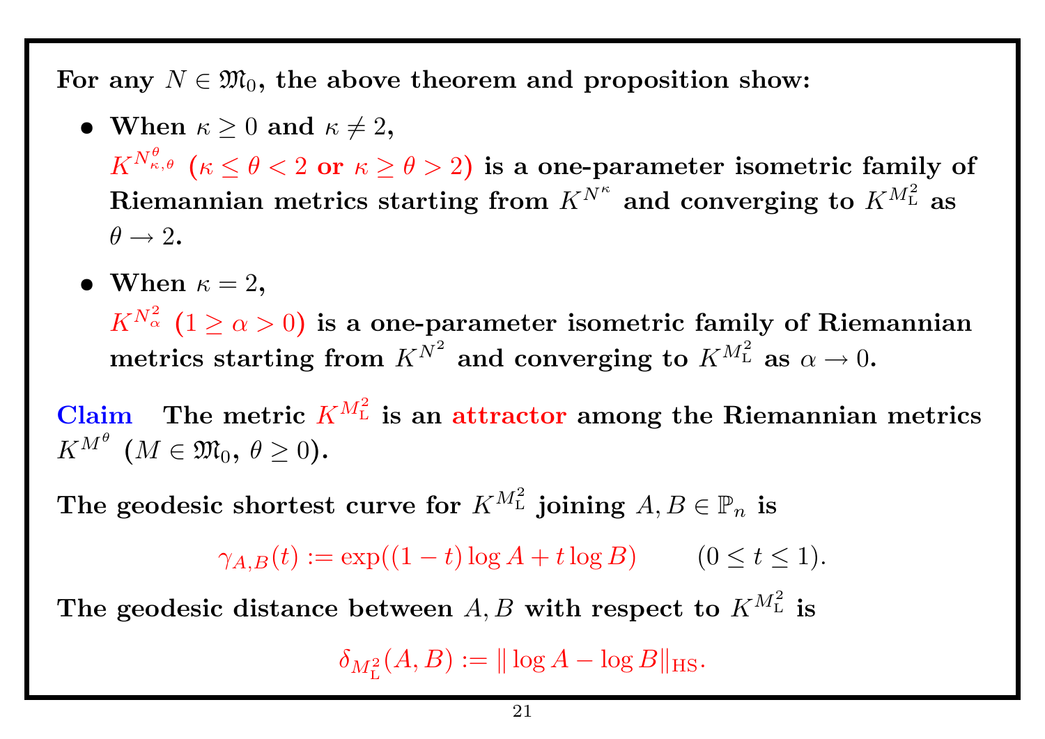**For any $N \in \mathfrak{M}_0$, the above theorem and proposition show:**

- **When $\kappa \geq 0$ and $\kappa \neq 2$,**
  $K^{N^{\theta}_{\kappa,\theta}}$ **($\kappa \leq \theta < 2$ or $\kappa \geq \theta > 2$) is a one-parameter isometric family of Riemannian metrics starting from $K^{N^{\kappa}}$ and converging to $K^{M^2_{\mathrm{L}}}$ as $\theta \to 2$.**

- **When $\kappa = 2$,**
  $K^{N^2_{\alpha}}$ **($1 \geq \alpha > 0$) is a one-parameter isometric family of Riemannian metrics starting from $K^{N^2}$ and converging to $K^{M^2_{\mathrm{L}}}$ as $\alpha \to 0$.**

**Claim** **The metric $K^{M^2_{\mathrm{L}}}$ is an attractor among the Riemannian metrics $K^{M^{\theta}}$ ($M \in \mathfrak{M}_0$, $\theta \geq 0$).**

**The geodesic shortest curve for $K^{M^2_{\mathrm{L}}}$ joining $A, B \in \mathbb{P}_n$ is**

$$\gamma_{A,B}(t) := \exp((1-t)\log A + t \log B) \qquad (0 \leq t \leq 1).$$

**The geodesic distance between $A, B$ with respect to $K^{M^2_{\mathrm{L}}}$ is**

$$\delta_{M^2_{\mathrm{L}}}(A, B) := \| \log A - \log B \|_{\mathrm{HS}}.$$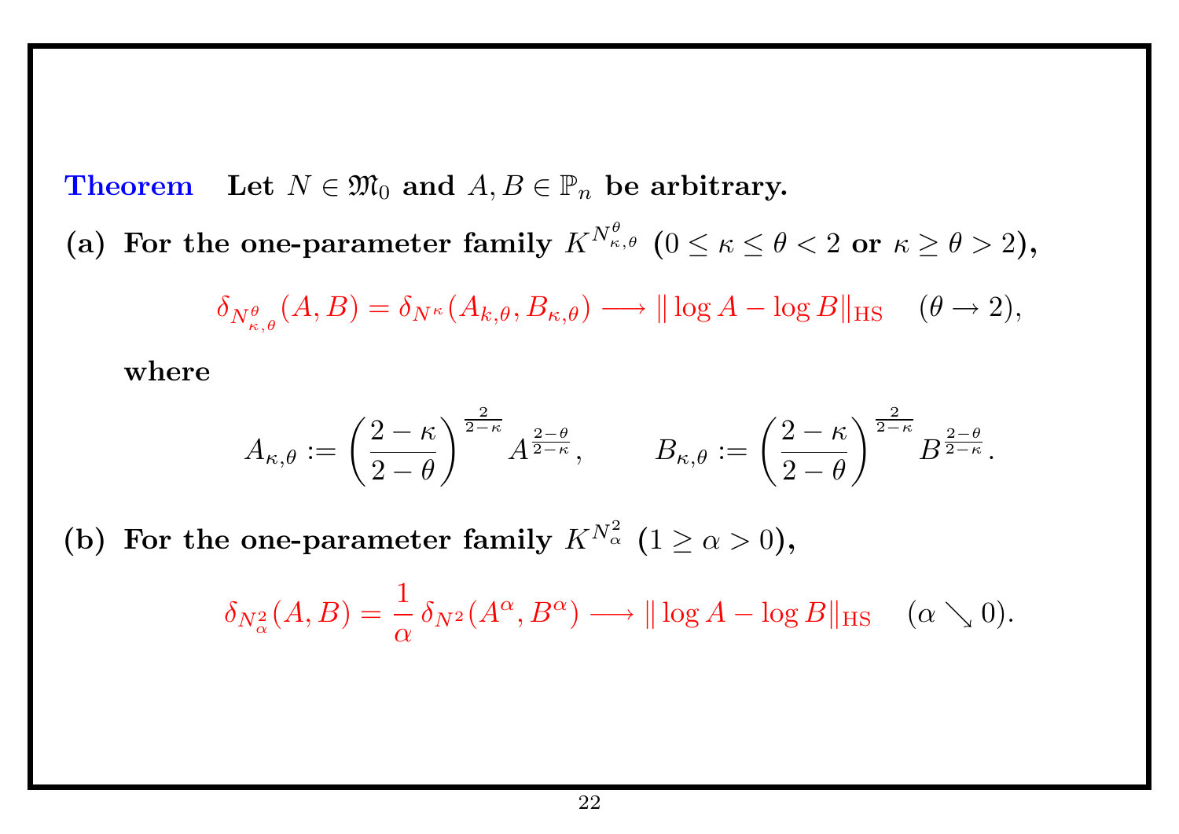**Theorem** **Let $N \in \mathfrak{M}_0$ and $A, B \in \mathbb{P}_n$ be arbitrary.**

**(a)** **For the one-parameter family $K^{N^{\theta}_{\kappa,\theta}}$ ($0 \le \kappa \le \theta < 2$ or $\kappa \ge \theta > 2$),**

$$\delta_{N^{\theta}_{\kappa,\theta}}(A,B) = \delta_{N^{\kappa}}(A_{k,\theta}, B_{\kappa,\theta}) \longrightarrow \|\log A - \log B\|_{\mathrm{HS}} \quad (\theta \to 2),$$

**where**

$$A_{\kappa,\theta} := \left(\frac{2-\kappa}{2-\theta}\right)^{\frac{2}{2-\kappa}} A^{\frac{2-\theta}{2-\kappa}}, \qquad B_{\kappa,\theta} := \left(\frac{2-\kappa}{2-\theta}\right)^{\frac{2}{2-\kappa}} B^{\frac{2-\theta}{2-\kappa}}.$$

**(b)** **For the one-parameter family $K^{N^2_{\alpha}}$ ($1 \ge \alpha > 0$),**

$$\delta_{N^2_{\alpha}}(A,B) = \frac{1}{\alpha}\,\delta_{N^2}(A^{\alpha}, B^{\alpha}) \longrightarrow \|\log A - \log B\|_{\mathrm{HS}} \quad (\alpha \searrow 0).$$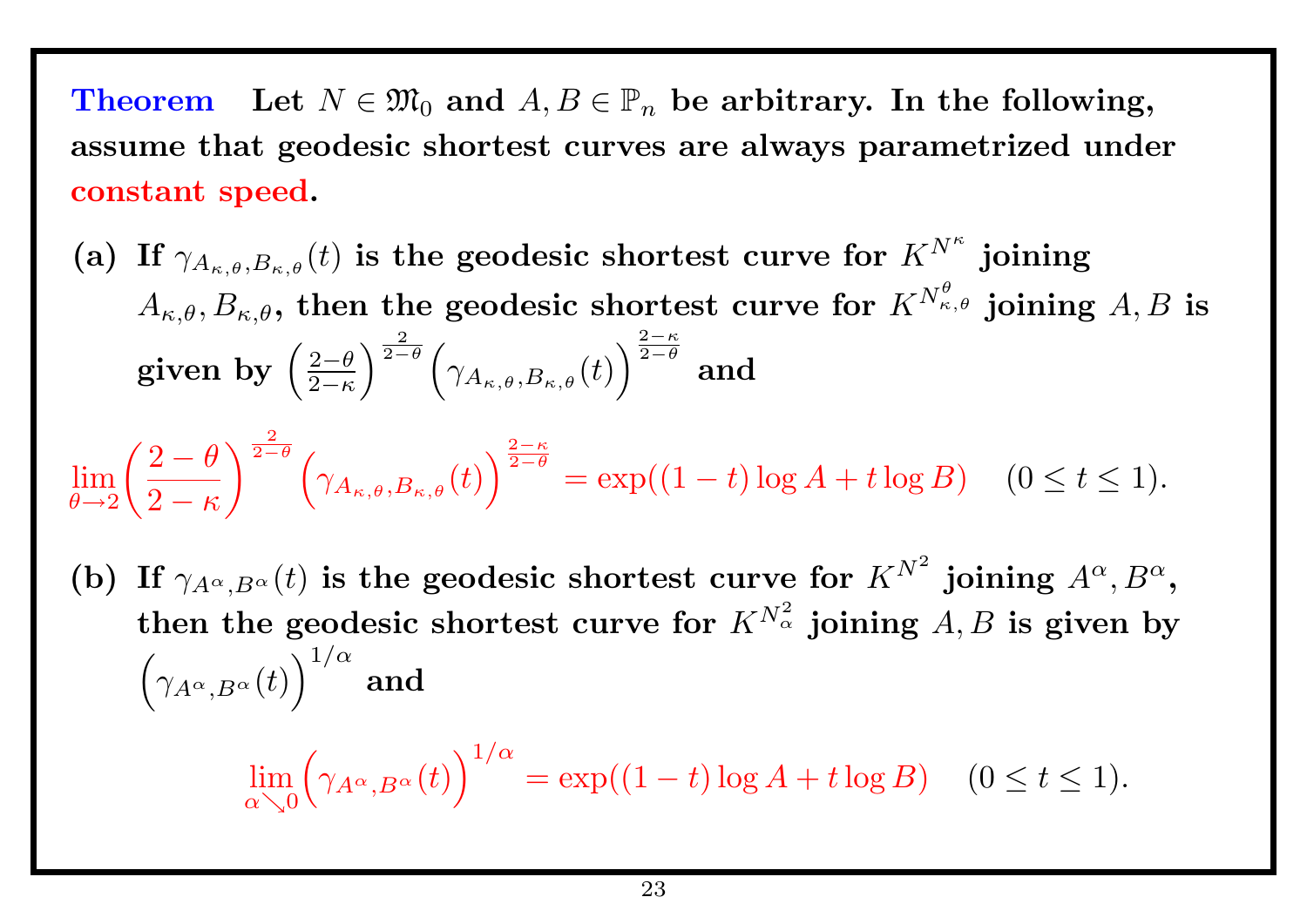**Theorem** **Let $N \in \mathfrak{M}_0$ and $A, B \in \mathbb{P}_n$ be arbitrary. In the following, assume that geodesic shortest curves are always parametrized under constant speed.**

**(a)** **If $\gamma_{A_{\kappa,\theta},B_{\kappa,\theta}}(t)$ is the geodesic shortest curve for $K^{N^\kappa}$ joining $A_{\kappa,\theta}, B_{\kappa,\theta}$, then the geodesic shortest curve for $K^{N^\theta_{\kappa,\theta}}$ joining $A, B$ is given by $\left(\frac{2-\theta}{2-\kappa}\right)^{\frac{2}{2-\theta}}\left(\gamma_{A_{\kappa,\theta},B_{\kappa,\theta}}(t)\right)^{\frac{2-\kappa}{2-\theta}}$ and**

$$\lim_{\theta \to 2}\left(\frac{2-\theta}{2-\kappa}\right)^{\frac{2}{2-\theta}}\left(\gamma_{A_{\kappa,\theta},B_{\kappa,\theta}}(t)\right)^{\frac{2-\kappa}{2-\theta}} = \exp((1-t)\log A + t\log B) \quad (0 \le t \le 1).$$

**(b)** **If $\gamma_{A^\alpha,B^\alpha}(t)$ is the geodesic shortest curve for $K^{N^2}$ joining $A^\alpha, B^\alpha$, then the geodesic shortest curve for $K^{N^2_\alpha}$ joining $A, B$ is given by $\left(\gamma_{A^\alpha,B^\alpha}(t)\right)^{1/\alpha}$ and**

$$\lim_{\alpha \searrow 0}\left(\gamma_{A^\alpha,B^\alpha}(t)\right)^{1/\alpha} = \exp((1-t)\log A + t\log B) \quad (0 \le t \le 1).$$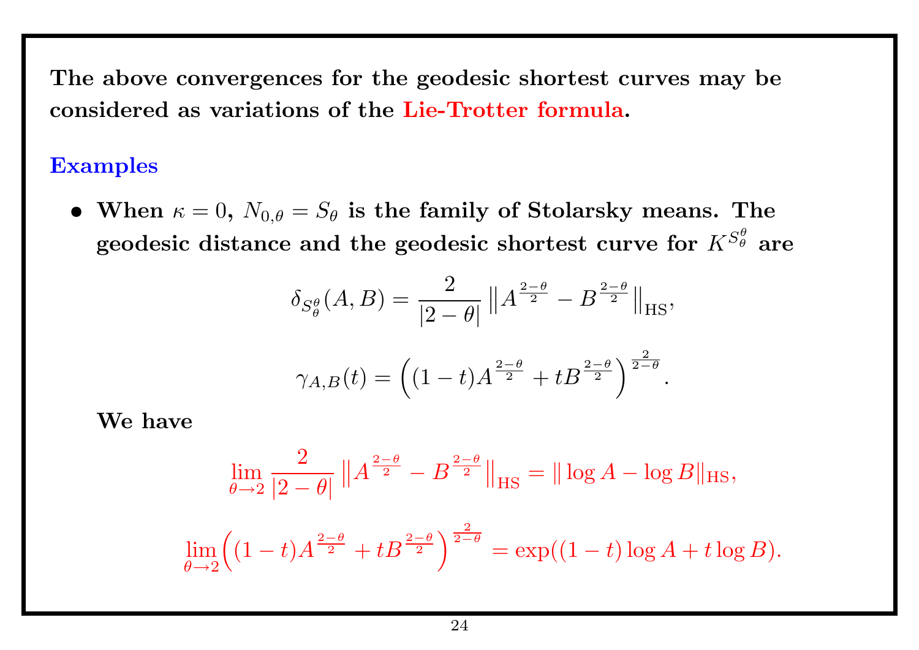**The above convergences for the geodesic shortest curves may be considered as variations of the Lie-Trotter formula.**

### Examples

- **When $\kappa = 0$, $N_{0,\theta} = S_\theta$ is the family of Stolarsky means. The geodesic distance and the geodesic shortest curve for $K^{S_\theta^\theta}$ are**

$$\delta_{S_\theta^\theta}(A, B) = \frac{2}{|2-\theta|} \left\| A^{\frac{2-\theta}{2}} - B^{\frac{2-\theta}{2}} \right\|_{\mathrm{HS}},$$

$$\gamma_{A,B}(t) = \left( (1-t) A^{\frac{2-\theta}{2}} + t B^{\frac{2-\theta}{2}} \right)^{\frac{2}{2-\theta}}.$$

  **We have**

$$\lim_{\theta \to 2} \frac{2}{|2-\theta|} \left\| A^{\frac{2-\theta}{2}} - B^{\frac{2-\theta}{2}} \right\|_{\mathrm{HS}} = \| \log A - \log B \|_{\mathrm{HS}},$$

$$\lim_{\theta \to 2} \left( (1-t) A^{\frac{2-\theta}{2}} + t B^{\frac{2-\theta}{2}} \right)^{\frac{2}{2-\theta}} = \exp((1-t) \log A + t \log B).$$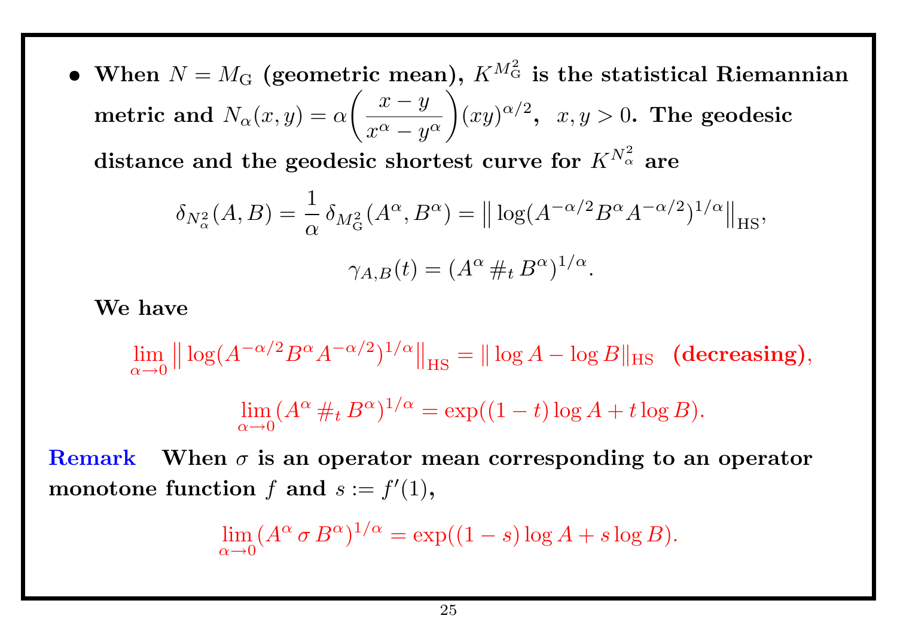- **When $N = M_{\mathrm{G}}$ (geometric mean), $K^{M_{\mathrm{G}}^2}$ is the statistical Riemannian metric and $N_\alpha(x,y) = \alpha\biggl(\dfrac{x-y}{x^\alpha - y^\alpha}\biggr)(xy)^{\alpha/2}$, $\;x, y > 0$. The geodesic distance and the geodesic shortest curve for $K^{N_\alpha^2}$ are**

$$\delta_{N_\alpha^2}(A,B) = \frac{1}{\alpha}\,\delta_{M_{\mathrm{G}}^2}(A^\alpha, B^\alpha) = \bigl\|\log(A^{-\alpha/2}B^\alpha A^{-\alpha/2})^{1/\alpha}\bigr\|_{\mathrm{HS}},$$

$$\gamma_{A,B}(t) = (A^\alpha \,\#_t\, B^\alpha)^{1/\alpha}.$$

**We have**

$$\lim_{\alpha\to 0}\bigl\|\log(A^{-\alpha/2}B^\alpha A^{-\alpha/2})^{1/\alpha}\bigr\|_{\mathrm{HS}} = \|\log A - \log B\|_{\mathrm{HS}} \quad \textbf{(decreasing)},$$

$$\lim_{\alpha\to 0}(A^\alpha \,\#_t\, B^\alpha)^{1/\alpha} = \exp((1-t)\log A + t\log B).$$

**Remark** **When $\sigma$ is an operator mean corresponding to an operator monotone function $f$ and $s := f'(1)$,**

$$\lim_{\alpha\to 0}(A^\alpha \,\sigma\, B^\alpha)^{1/\alpha} = \exp((1-s)\log A + s\log B).$$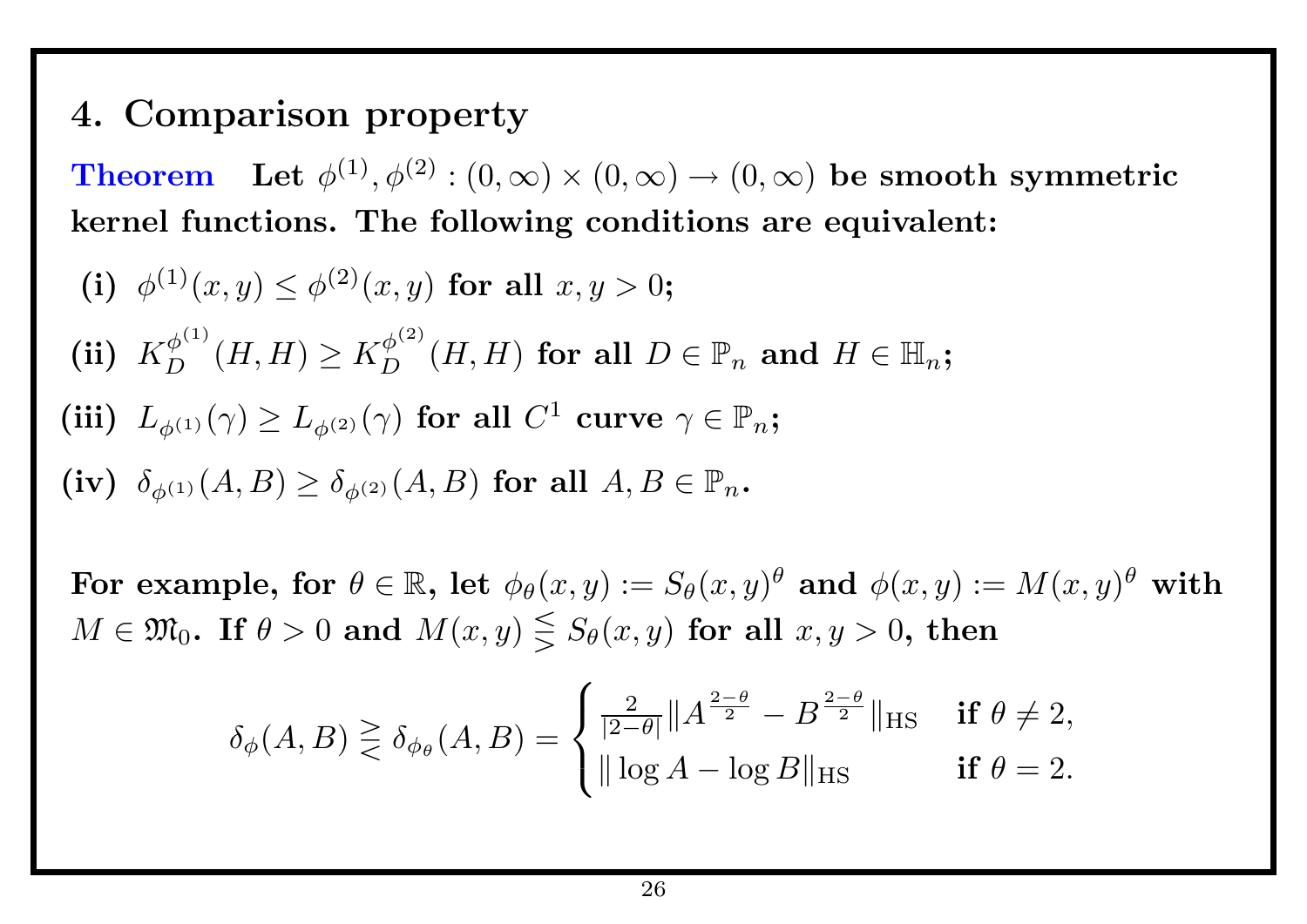## 4. Comparison property

**Theorem** **Let $\phi^{(1)}, \phi^{(2)} : (0,\infty) \times (0,\infty) \to (0,\infty)$ be smooth symmetric kernel functions. The following conditions are equivalent:**

**(i)** $\phi^{(1)}(x,y) \le \phi^{(2)}(x,y)$ **for all** $x, y > 0$**;**

**(ii)** $K_D^{\phi^{(1)}}(H,H) \ge K_D^{\phi^{(2)}}(H,H)$ **for all** $D \in \mathbb{P}_n$ **and** $H \in \mathbb{H}_n$**;**

**(iii)** $L_{\phi^{(1)}}(\gamma) \ge L_{\phi^{(2)}}(\gamma)$ **for all** $C^1$ **curve** $\gamma \in \mathbb{P}_n$**;**

**(iv)** $\delta_{\phi^{(1)}}(A,B) \ge \delta_{\phi^{(2)}}(A,B)$ **for all** $A, B \in \mathbb{P}_n$**.**

**For example, for** $\theta \in \mathbb{R}$**, let** $\phi_\theta(x,y) := S_\theta(x,y)^\theta$ **and** $\phi(x,y) := M(x,y)^\theta$ **with** $M \in \mathfrak{M}_0$**. If** $\theta > 0$ **and** $M(x,y) \lesseqgtr S_\theta(x,y)$ **for all** $x, y > 0$**, then**

$$
\delta_\phi(A,B) \gtreqless \delta_{\phi_\theta}(A,B) = \begin{cases} \frac{2}{|2-\theta|} \| A^{\frac{2-\theta}{2}} - B^{\frac{2-\theta}{2}} \|_{\mathrm{HS}} & \textbf{if } \theta \neq 2, \\ \| \log A - \log B \|_{\mathrm{HS}} & \textbf{if } \theta = 2. \end{cases}
$$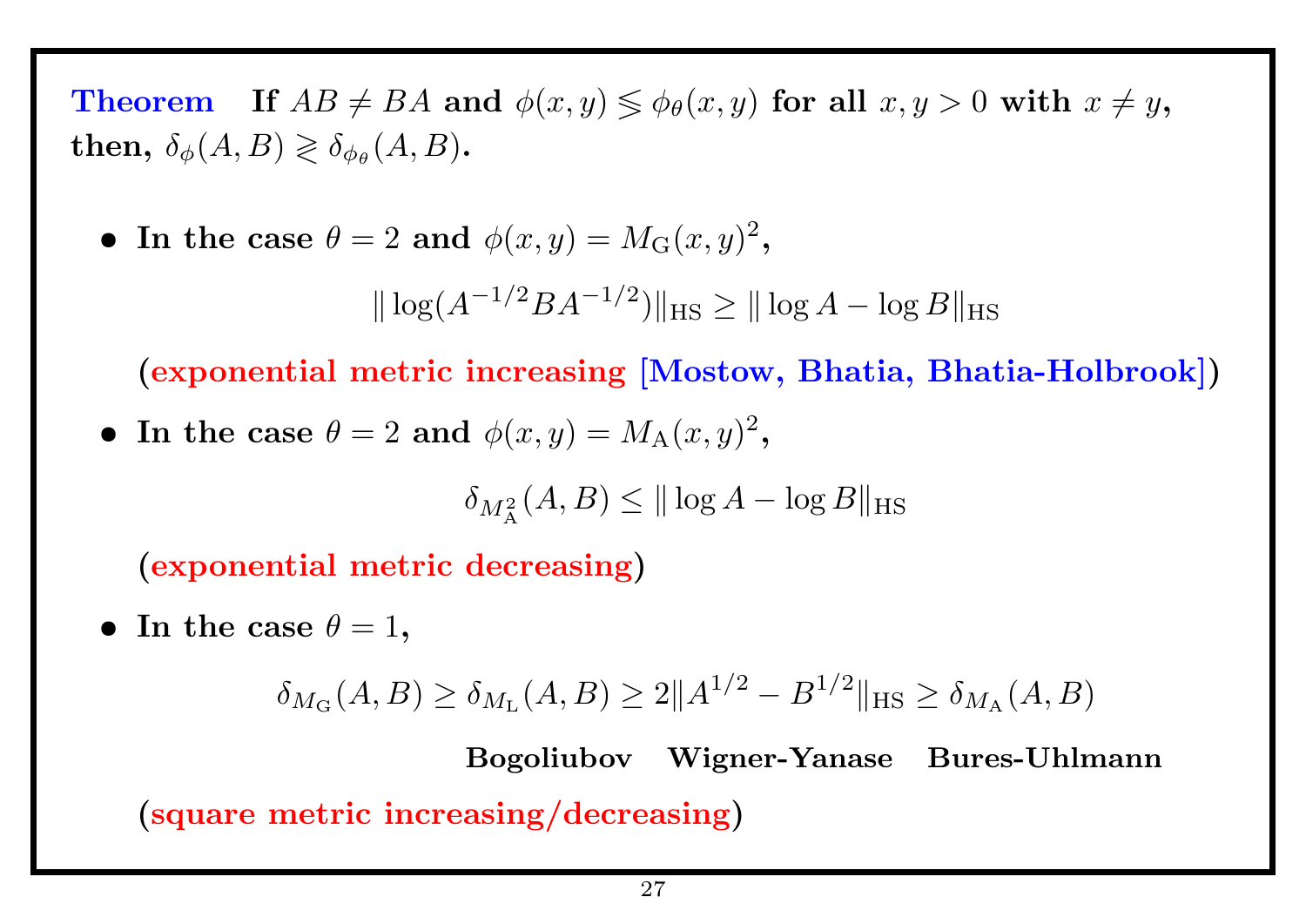**Theorem** **If $AB \neq BA$ and $\phi(x, y) \lesseqgtr \phi_\theta(x, y)$ for all $x, y > 0$ with $x \neq y$, then, $\delta_\phi(A, B) \gtreqless \delta_{\phi_\theta}(A, B)$.**

- **In the case $\theta = 2$ and $\phi(x, y) = M_{\mathrm{G}}(x, y)^2$,**

$$\|\log(A^{-1/2}BA^{-1/2})\|_{\mathrm{HS}} \geq \|\log A - \log B\|_{\mathrm{HS}}$$

  **(exponential metric increasing [Mostow, Bhatia, Bhatia-Holbrook])**

- **In the case $\theta = 2$ and $\phi(x, y) = M_{\mathrm{A}}(x, y)^2$,**

$$\delta_{M_{\mathrm{A}}^2}(A, B) \leq \|\log A - \log B\|_{\mathrm{HS}}$$

  **(exponential metric decreasing)**

- **In the case $\theta = 1$,**

$$\delta_{M_{\mathrm{G}}}(A, B) \geq \delta_{M_{\mathrm{L}}}(A, B) \geq 2\|A^{1/2} - B^{1/2}\|_{\mathrm{HS}} \geq \delta_{M_{\mathrm{A}}}(A, B)$$

  **Bogoliubov Wigner-Yanase Bures-Uhlmann**

  **(square metric increasing/decreasing)**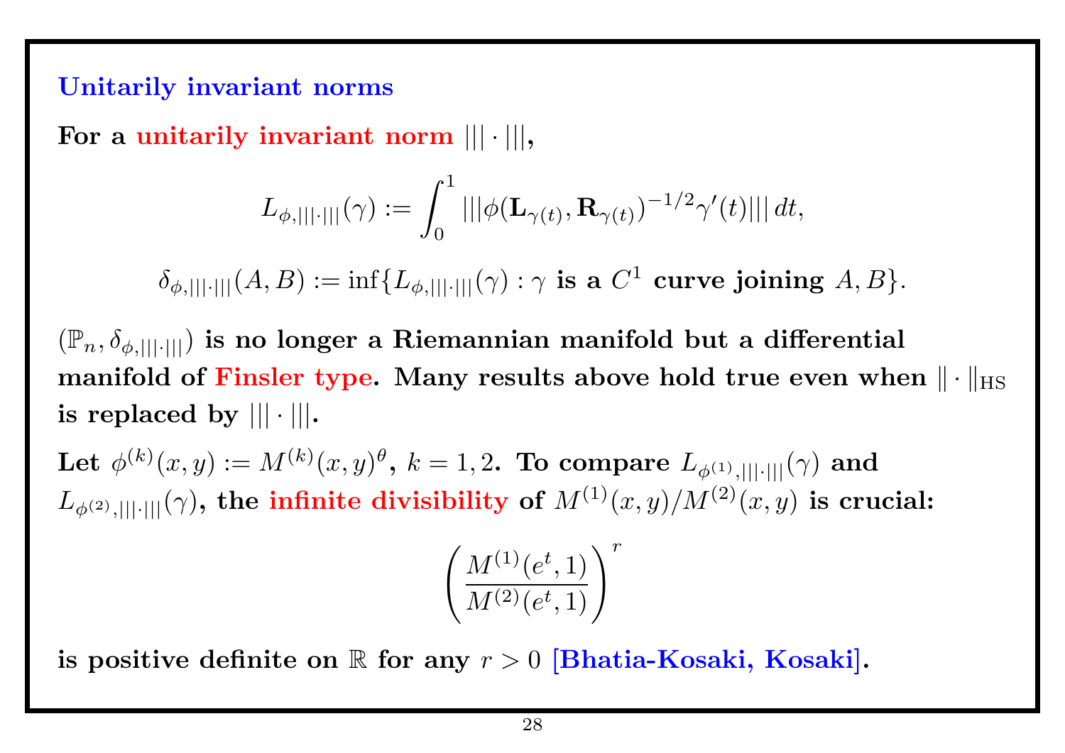## Unitarily invariant norms

**For a unitarily invariant norm $|||\cdot|||$,**

$$L_{\phi,|||\cdot|||}(\gamma) := \int_0^1 |||\phi(\mathbf{L}_{\gamma(t)}, \mathbf{R}_{\gamma(t)})^{-1/2}\gamma'(t)|||\, dt,$$

$$\delta_{\phi,|||\cdot|||}(A,B) := \inf\{L_{\phi,|||\cdot|||}(\gamma) : \gamma \text{ is a } C^1 \text{ curve joining } A, B\}.$$

**$(\mathbb{P}_n, \delta_{\phi,|||\cdot|||})$ is no longer a Riemannian manifold but a differential manifold of Finsler type. Many results above hold true even when $\|\cdot\|_{\mathrm{HS}}$ is replaced by $|||\cdot|||$.**

**Let $\phi^{(k)}(x,y) := M^{(k)}(x,y)^\theta$, $k = 1, 2$. To compare $L_{\phi^{(1)},|||\cdot|||}(\gamma)$ and $L_{\phi^{(2)},|||\cdot|||}(\gamma)$, the infinite divisibility of $M^{(1)}(x,y)/M^{(2)}(x,y)$ is crucial:**

$$\left(\frac{M^{(1)}(e^t,1)}{M^{(2)}(e^t,1)}\right)^r$$

**is positive definite on $\mathbb{R}$ for any $r > 0$ [Bhatia-Kosaki, Kosaki].**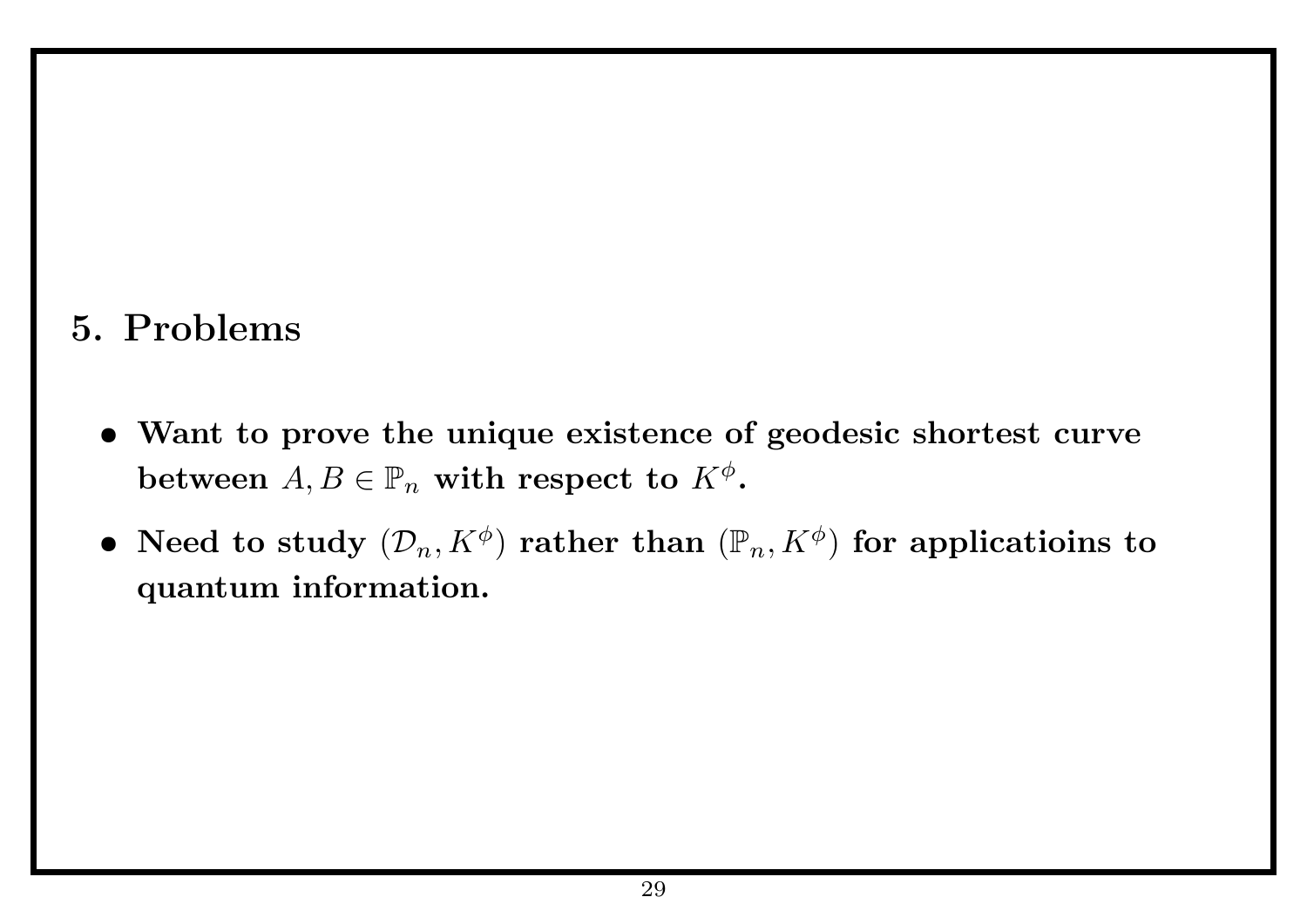## 5. Problems

- **Want to prove the unique existence of geodesic shortest curve between $A, B \in \mathbb{P}_n$ with respect to $K^\phi$.**
- **Need to study $(\mathcal{D}_n, K^\phi)$ rather than $(\mathbb{P}_n, K^\phi)$ for applicatioins to quantum information.**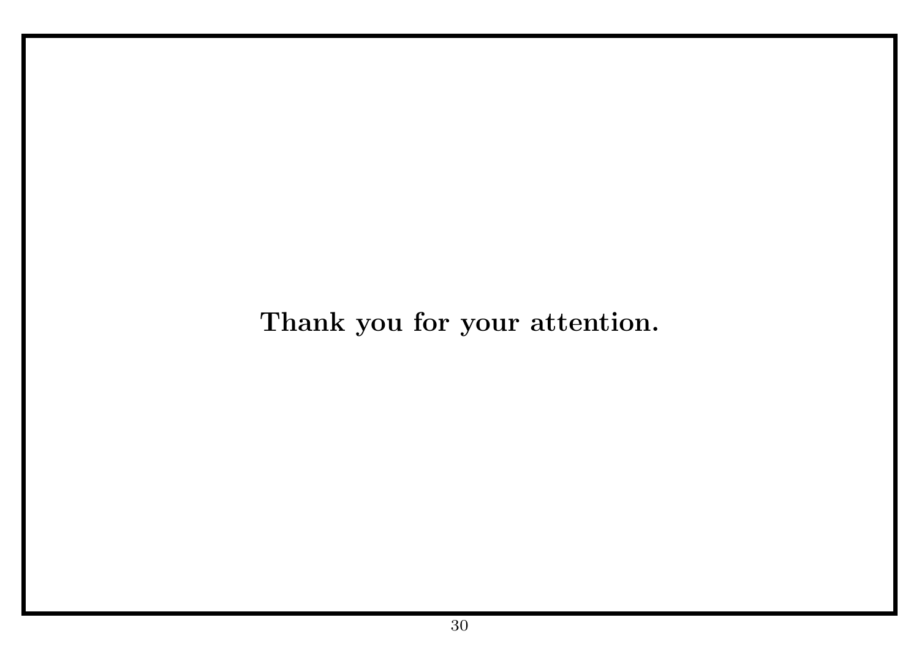**Thank you for your attention.**